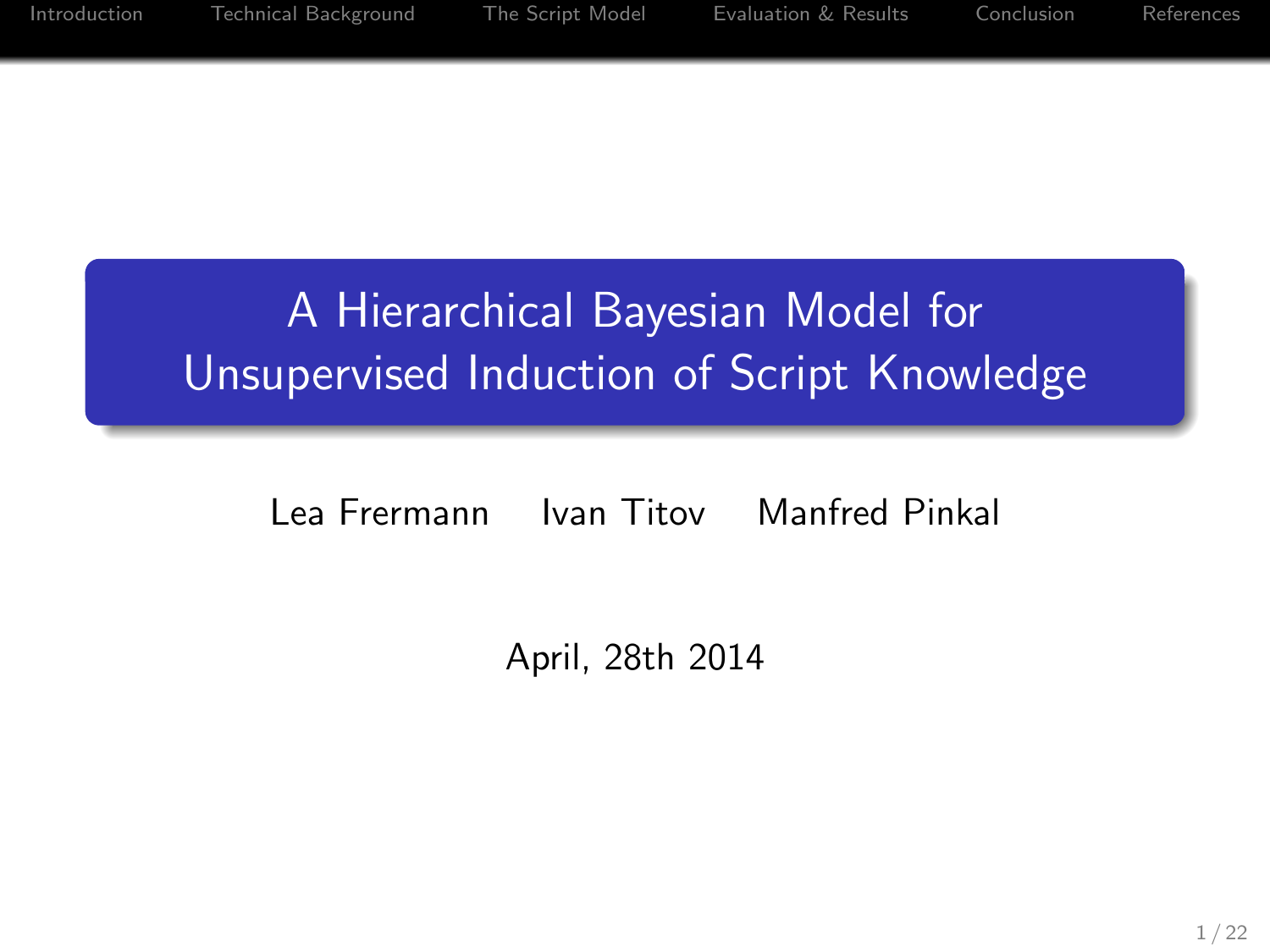# A Hierarchical Bayesian Model for Unsupervised Induction of Script Knowledge

Lea Frermann  Ivan Titov  Manfred Pinkal

April, 28th 2014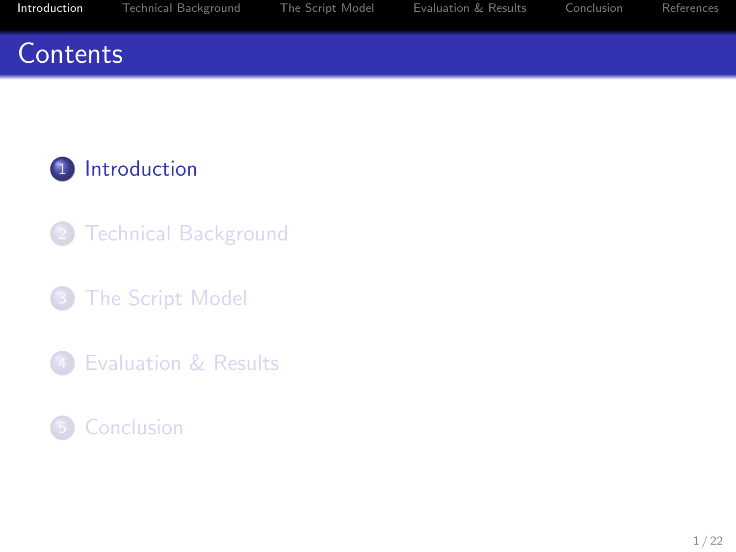# Contents

1. Introduction
2. Technical Background
3. The Script Model
4. Evaluation & Results
5. Conclusion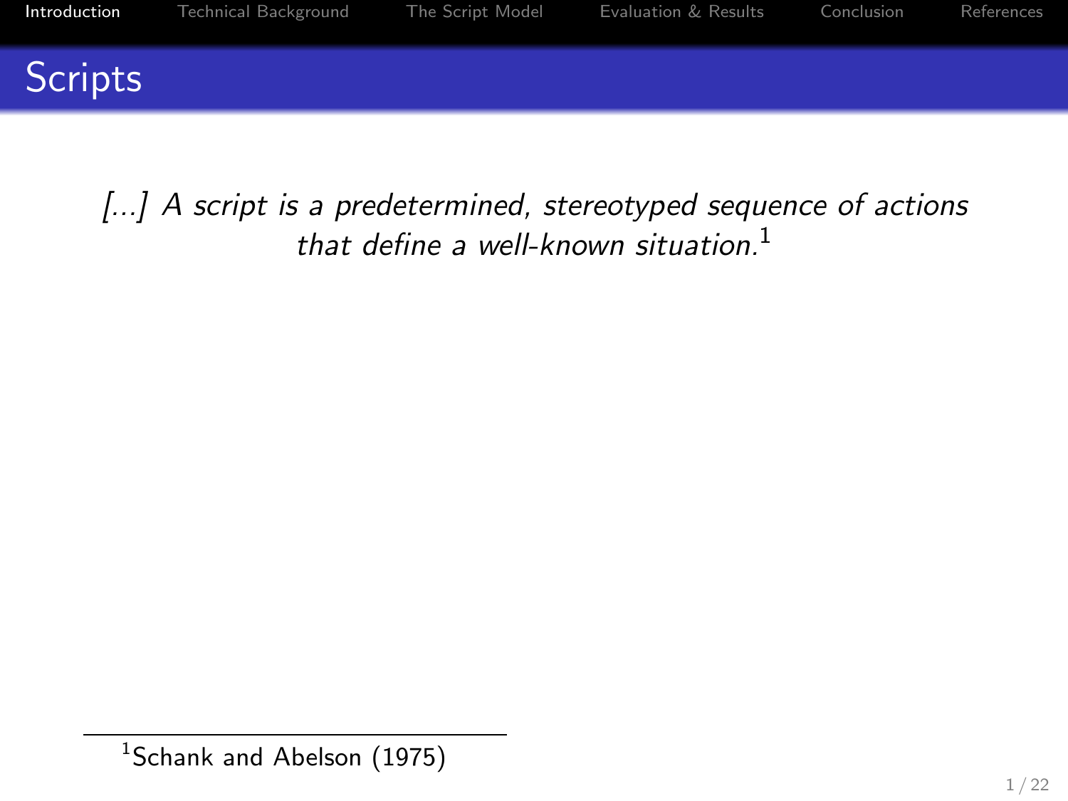## Scripts

*[...] A script is a predetermined, stereotyped sequence of actions that define a well-known situation.*[1]

[1] Schank and Abelson (1975)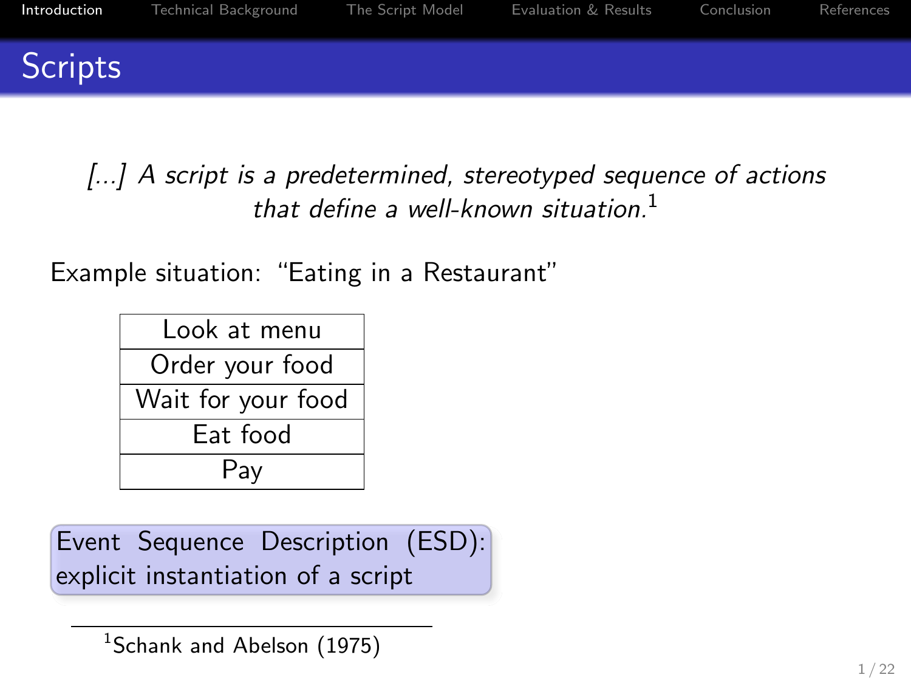# Scripts

*[...] A script is a predetermined, stereotyped sequence of actions that define a well-known situation.*[1]

Example situation: "Eating in a Restaurant"

| Look at menu |
| --- |
| Order your food |
| Wait for your food |
| Eat food |
| Pay |

**Event Sequence Description (ESD):** explicit instantiation of a script

[1] Schank and Abelson (1975)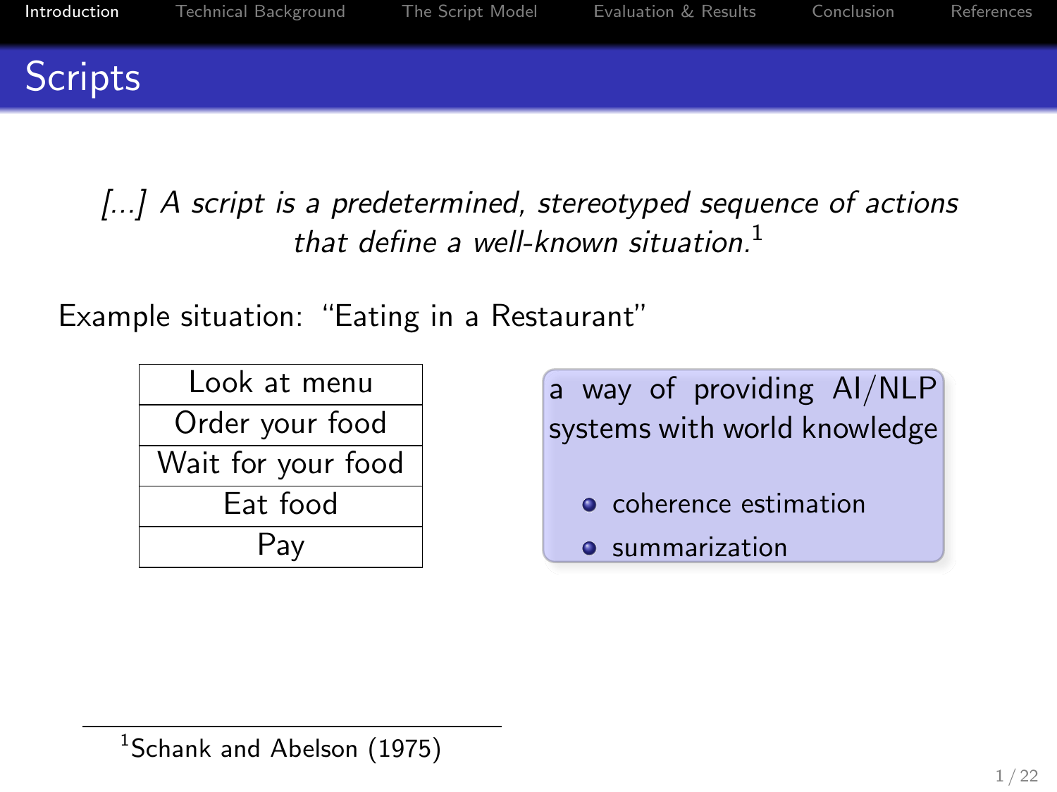# Scripts

*[...] A script is a predetermined, stereotyped sequence of actions that define a well-known situation.*[1]

Example situation: "Eating in a Restaurant"

| Look at menu |
|---|
| Order your food |
| Wait for your food |
| Eat food |
| Pay |

a way of providing AI/NLP systems with world knowledge

- coherence estimation
- summarization

[1] Schank and Abelson (1975)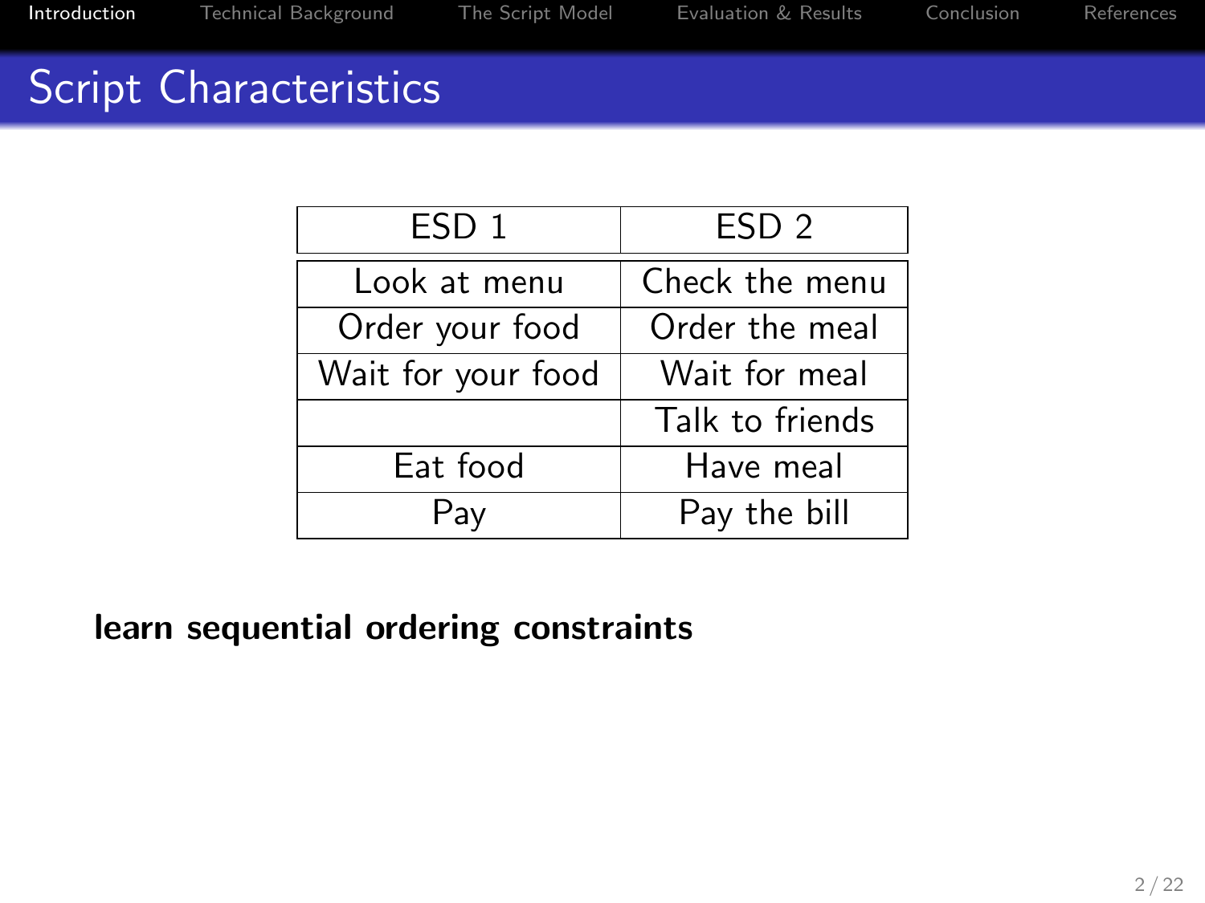## Script Characteristics

| ESD 1 | ESD 2 |
|---|---|
| Look at menu | Check the menu |
| Order your food | Order the meal |
| Wait for your food | Wait for meal |
| | Talk to friends |
| Eat food | Have meal |
| Pay | Pay the bill |

**learn sequential ordering constraints**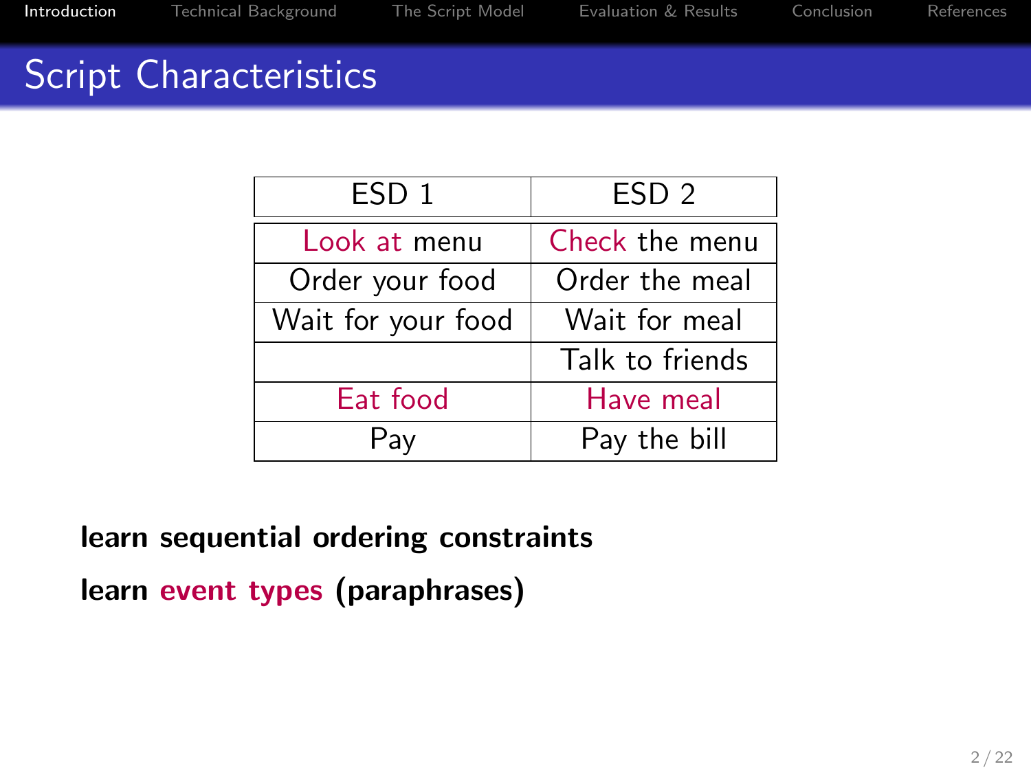# Script Characteristics

| ESD 1 | ESD 2 |
|---|---|
| Look at menu | Check the menu |
| Order your food | Order the meal |
| Wait for your food | Wait for meal |
| | Talk to friends |
| Eat food | Have meal |
| Pay | Pay the bill |

**learn sequential ordering constraints**

**learn event types (paraphrases)**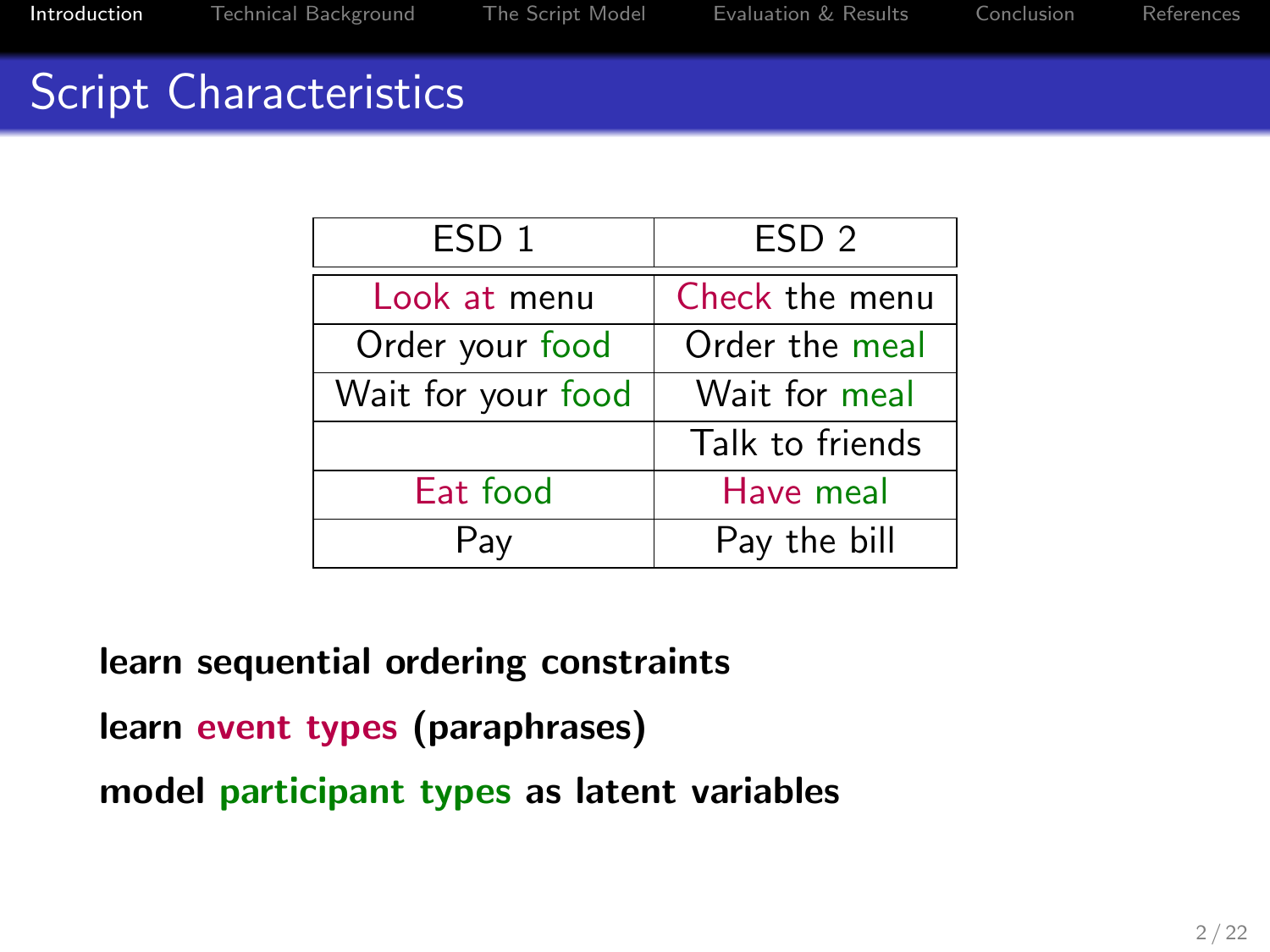## Script Characteristics

| ESD 1 | ESD 2 |
| --- | --- |
| Look at menu | Check the menu |
| Order your food | Order the meal |
| Wait for your food | Wait for meal |
| | Talk to friends |
| Eat food | Have meal |
| Pay | Pay the bill |

**learn sequential ordering constraints**

**learn event types (paraphrases)**

**model participant types as latent variables**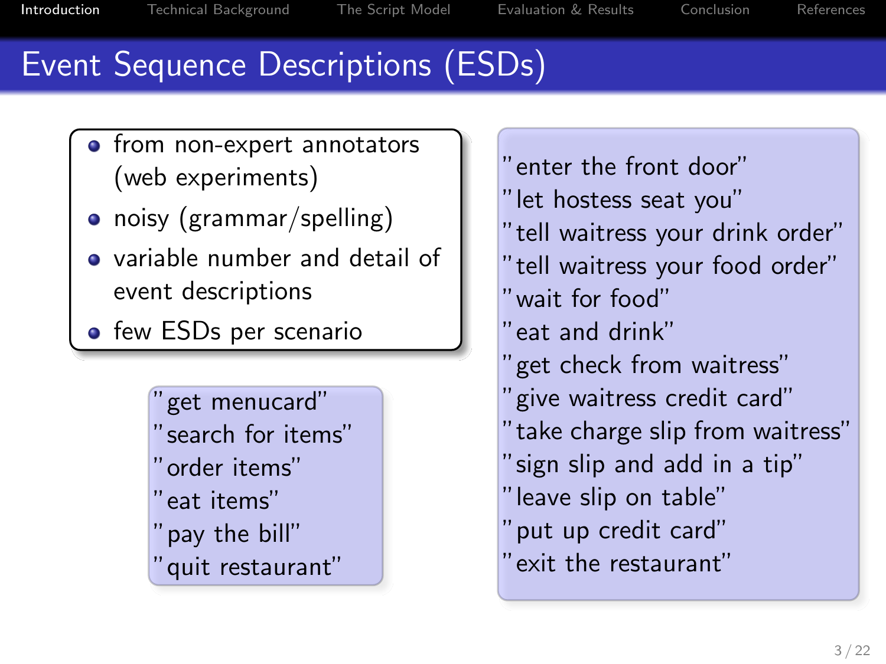# Event Sequence Descriptions (ESDs)

- from non-expert annotators (web experiments)
- noisy (grammar/spelling)
- variable number and detail of event descriptions
- few ESDs per scenario

"get menucard"
"search for items"
"order items"
"eat items"
"pay the bill"
"quit restaurant"

"enter the front door"
"let hostess seat you"
"tell waitress your drink order"
"tell waitress your food order"
"wait for food"
"eat and drink"
"get check from waitress"
"give waitress credit card"
"take charge slip from waitress"
"sign slip and add in a tip"
"leave slip on table"
"put up credit card"
"exit the restaurant"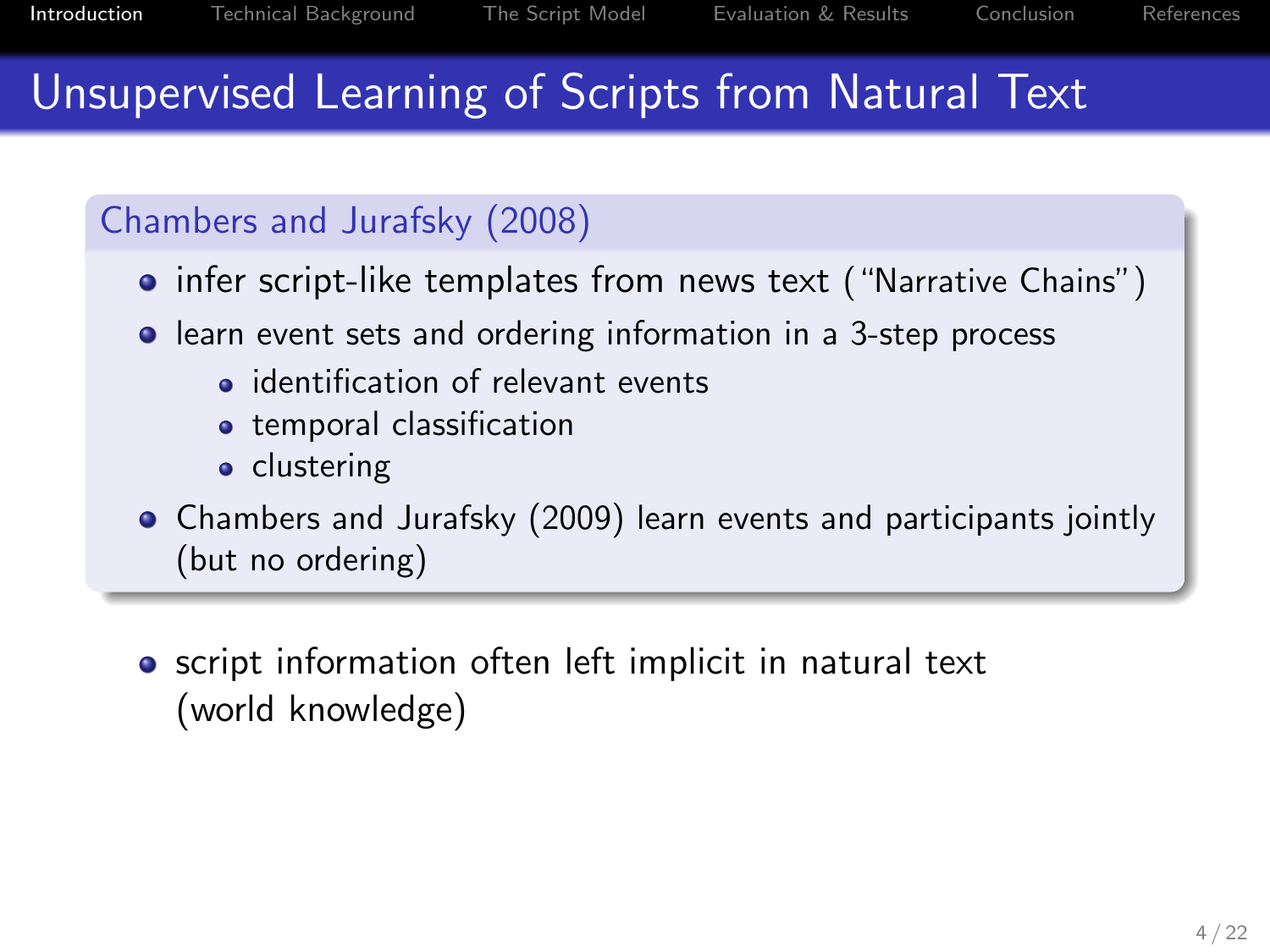# Unsupervised Learning of Scripts from Natural Text

## Chambers and Jurafsky (2008)

- infer script-like templates from news text ("Narrative Chains")
- learn event sets and ordering information in a 3-step process
  - identification of relevant events
  - temporal classification
  - clustering
- Chambers and Jurafsky (2009) learn events and participants jointly (but no ordering)

- script information often left implicit in natural text (world knowledge)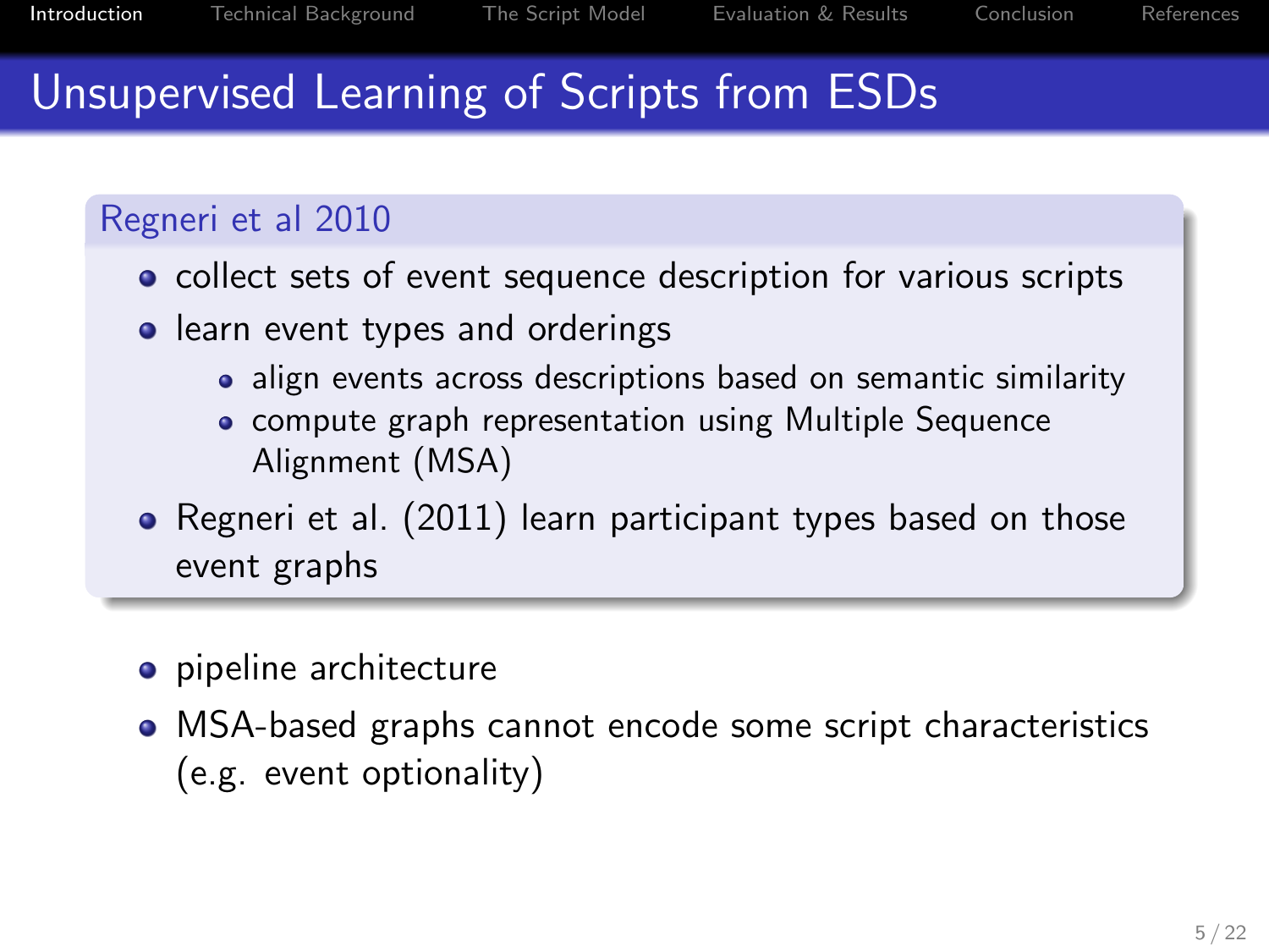# Unsupervised Learning of Scripts from ESDs

## Regneri et al 2010

- collect sets of event sequence description for various scripts
- learn event types and orderings
  - align events across descriptions based on semantic similarity
  - compute graph representation using Multiple Sequence Alignment (MSA)
- Regneri et al. (2011) learn participant types based on those event graphs

- pipeline architecture
- MSA-based graphs cannot encode some script characteristics (e.g. event optionality)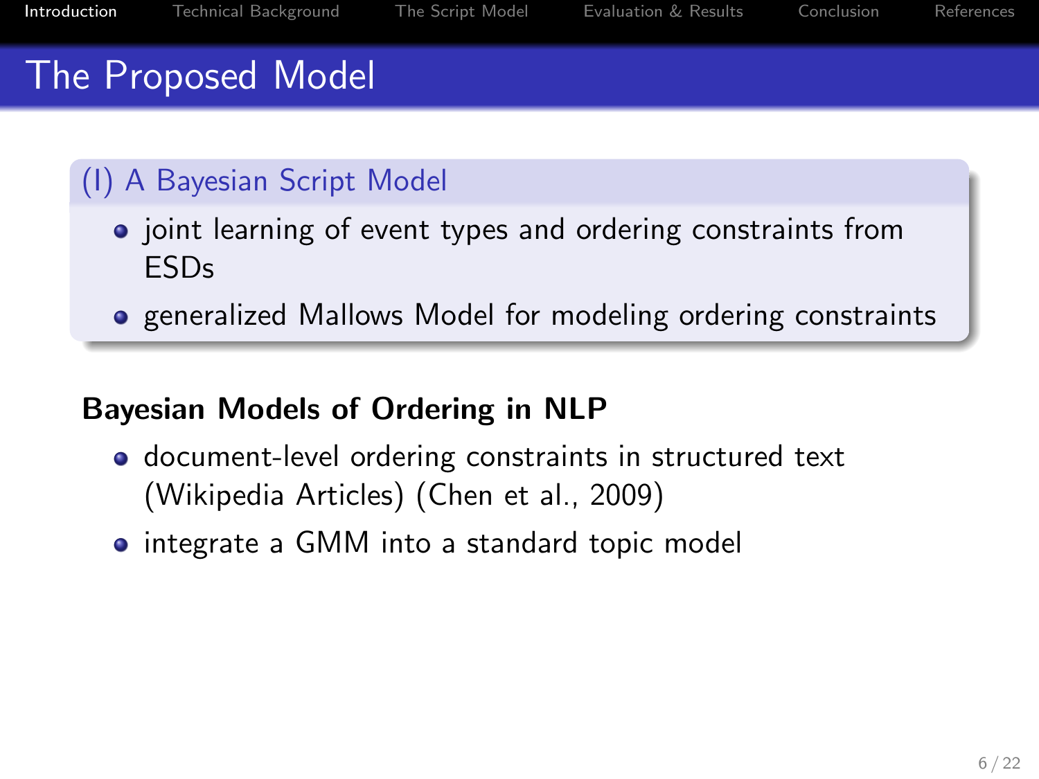# The Proposed Model

## (I) A Bayesian Script Model

- joint learning of event types and ordering constraints from ESDs
- generalized Mallows Model for modeling ordering constraints

**Bayesian Models of Ordering in NLP**

- document-level ordering constraints in structured text (Wikipedia Articles) (Chen et al., 2009)
- integrate a GMM into a standard topic model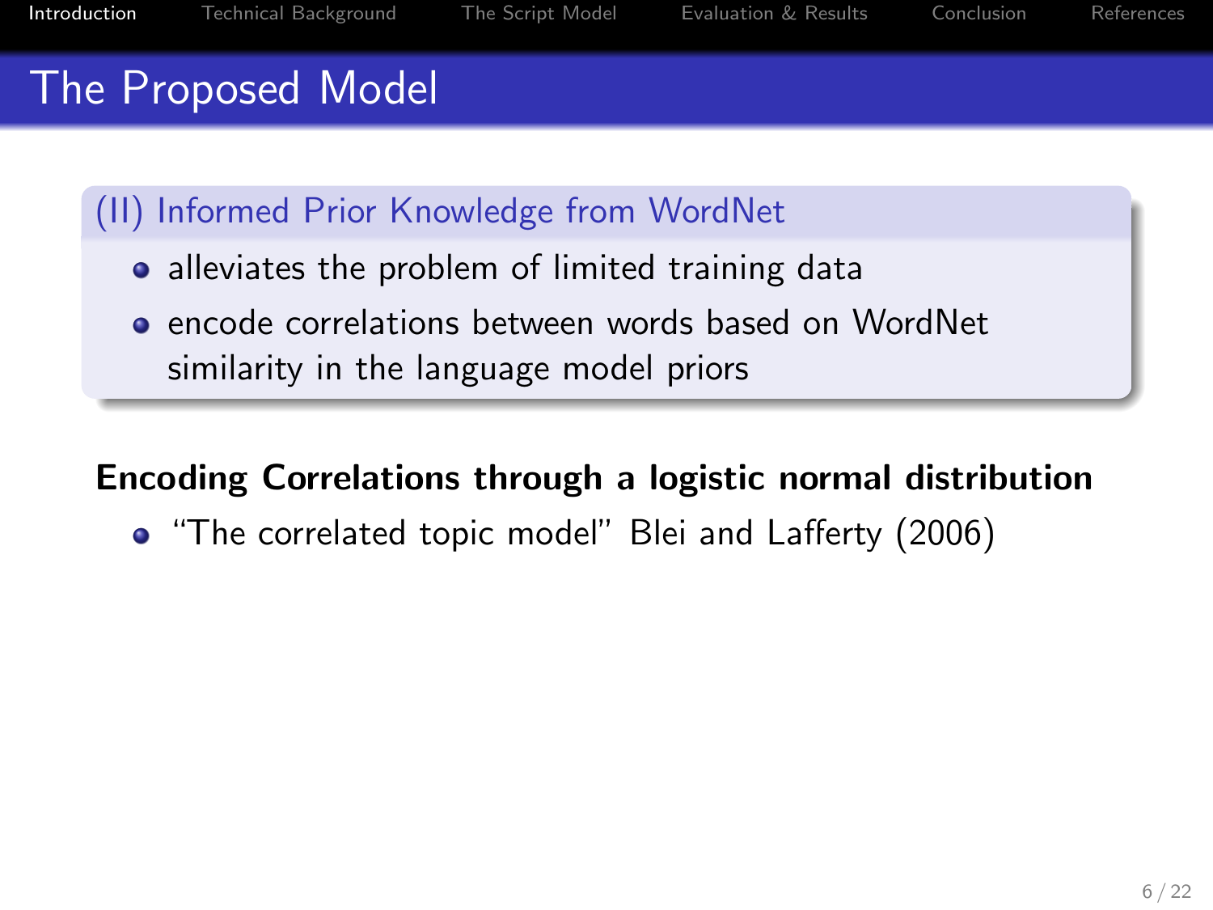# The Proposed Model

## (II) Informed Prior Knowledge from WordNet

- alleviates the problem of limited training data
- encode correlations between words based on WordNet similarity in the language model priors

**Encoding Correlations through a logistic normal distribution**

- "The correlated topic model" Blei and Lafferty (2006)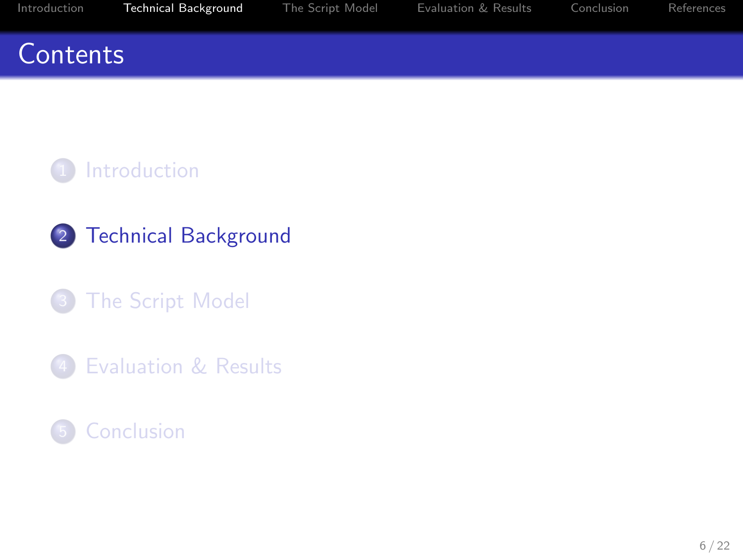# Contents

1. Introduction
2. **Technical Background**
3. The Script Model
4. Evaluation & Results
5. Conclusion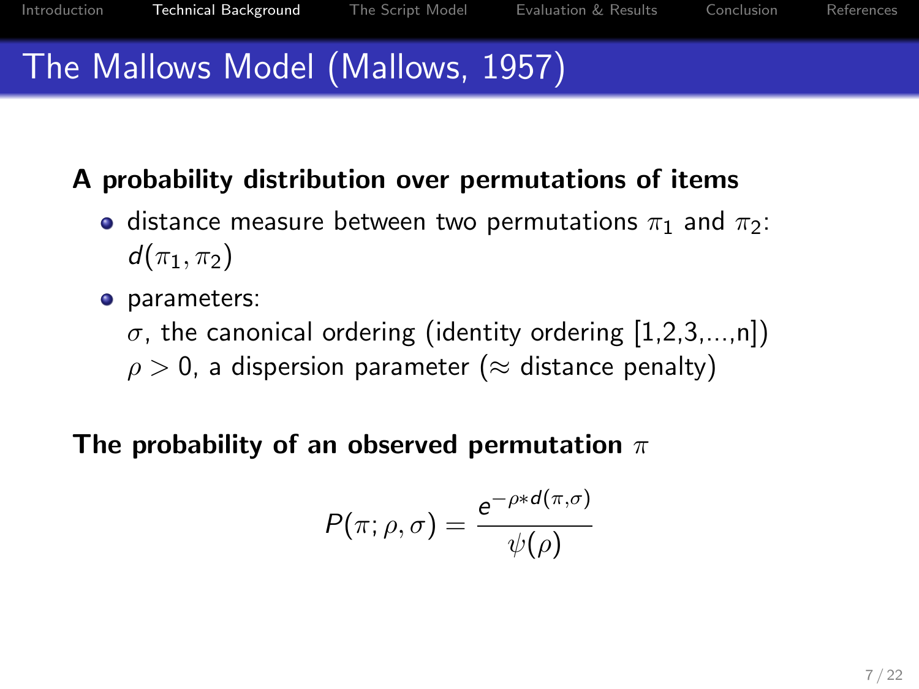# The Mallows Model (Mallows, 1957)

**A probability distribution over permutations of items**

- distance measure between two permutations $\pi_1$ and $\pi_2$: $d(\pi_1, \pi_2)$
- parameters:
  $\sigma$, the canonical ordering (identity ordering [1,2,3,...,n])
  $\rho > 0$, a dispersion parameter ($\approx$ distance penalty)

**The probability of an observed permutation $\pi$**

$$P(\pi; \rho, \sigma) = \frac{e^{-\rho * d(\pi, \sigma)}}{\psi(\rho)}$$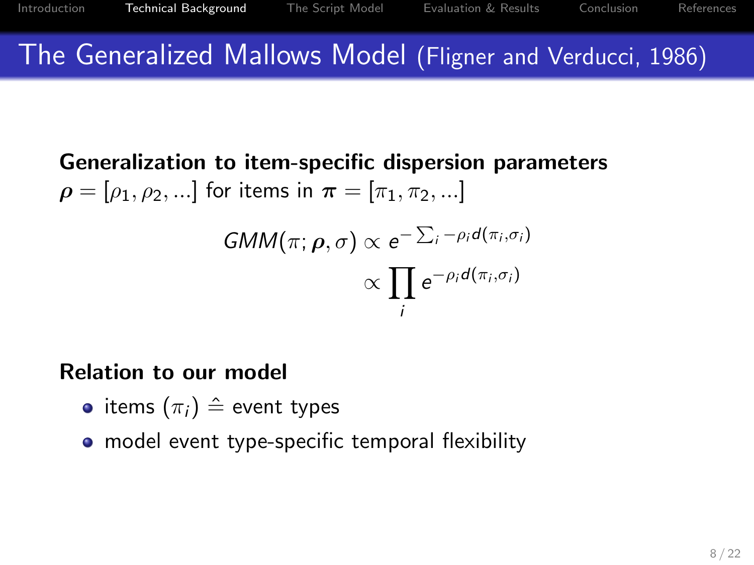# The Generalized Mallows Model (Fligner and Verducci, 1986)

**Generalization to item-specific dispersion parameters**
$\boldsymbol{\rho} = [\rho_1, \rho_2, ...]$ for items in $\boldsymbol{\pi} = [\pi_1, \pi_2, ...]$

$$GMM(\pi; \boldsymbol{\rho}, \sigma) \propto e^{-\sum_i -\rho_i d(\pi_i, \sigma_i)}$$
$$\propto \prod_i e^{-\rho_i d(\pi_i, \sigma_i)}$$

**Relation to our model**

- items $(\pi_i) \hat{=}$ event types
- model event type-specific temporal flexibility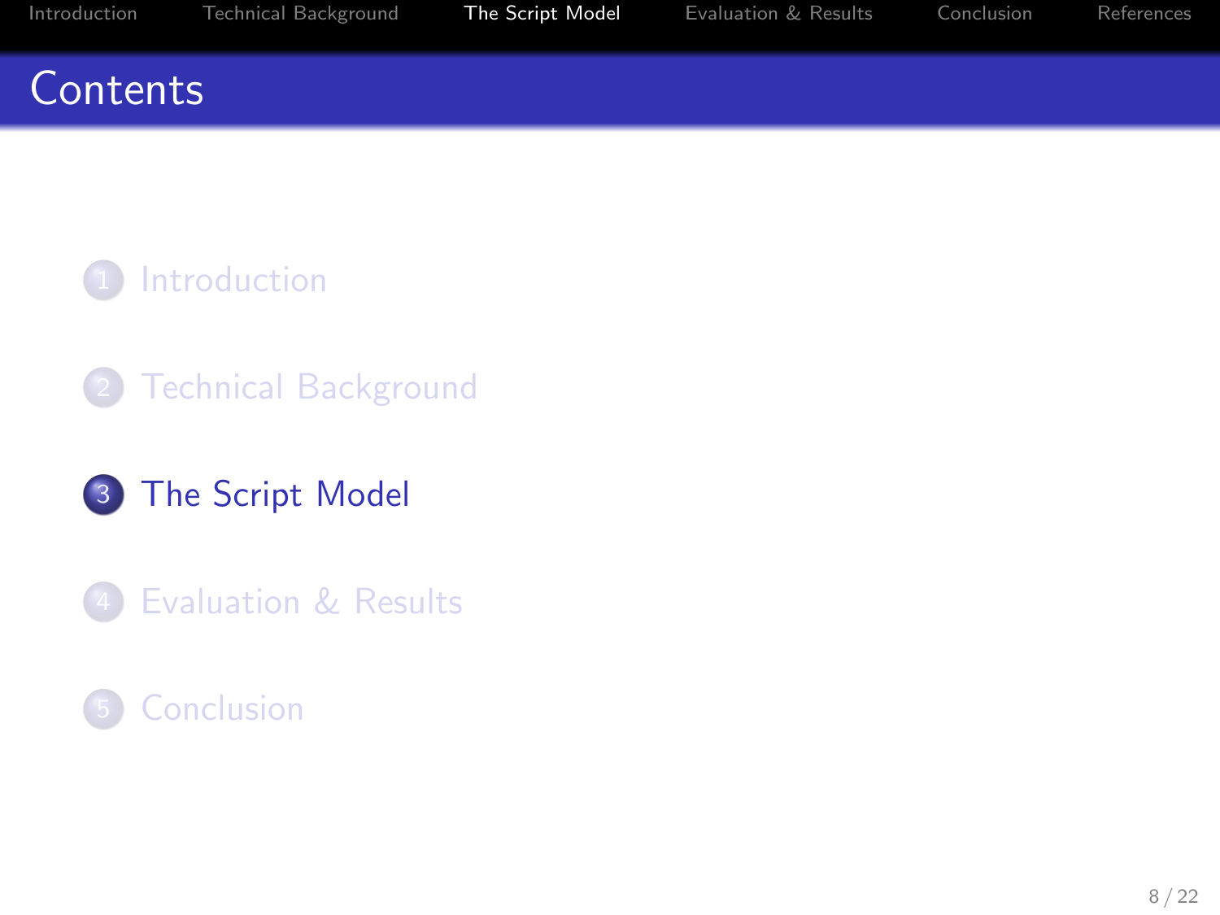# Contents

1. Introduction
2. Technical Background
3. The Script Model
4. Evaluation & Results
5. Conclusion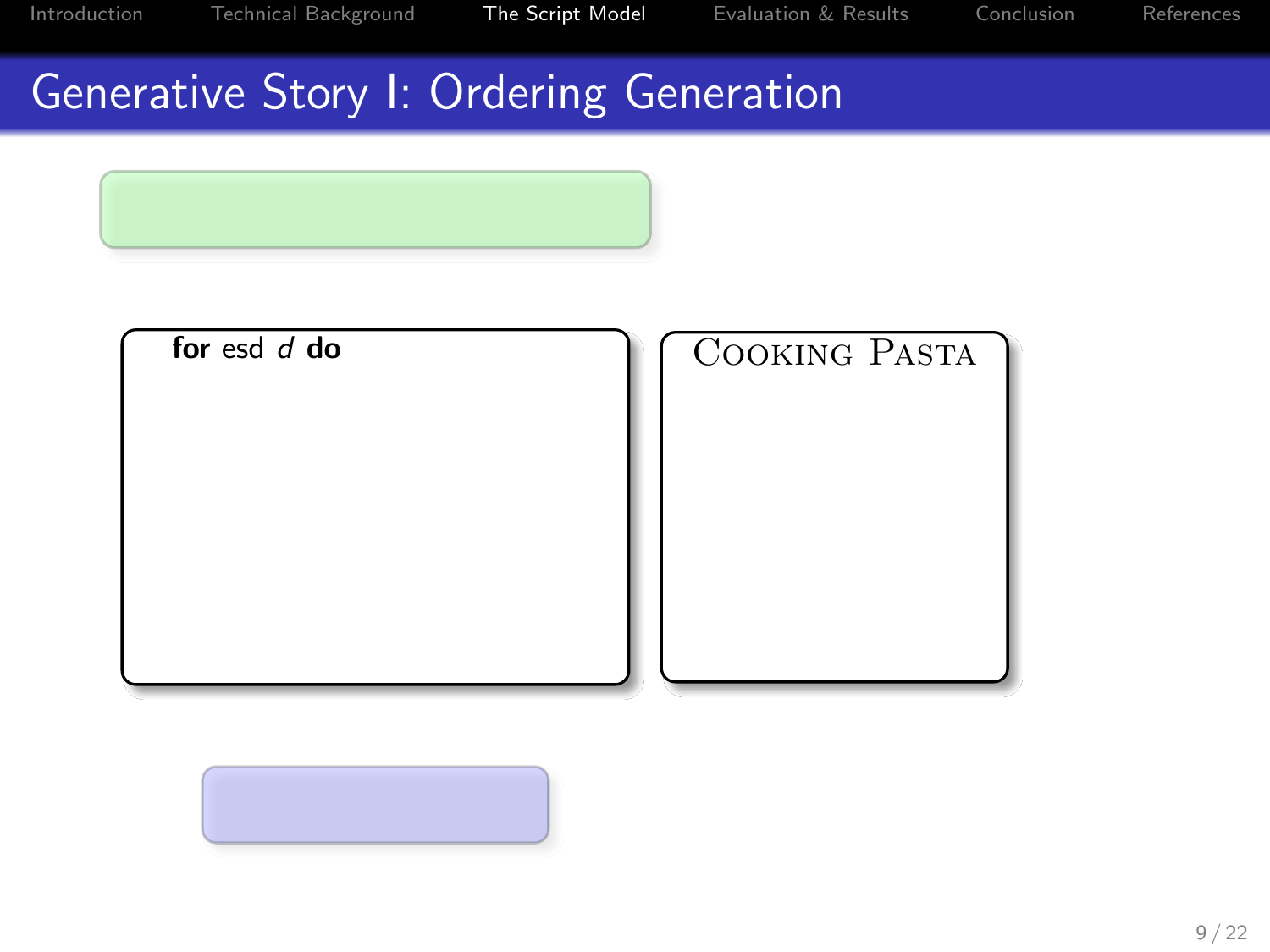# Generative Story I: Ordering Generation

**for** esd $d$ **do**

Cooking Pasta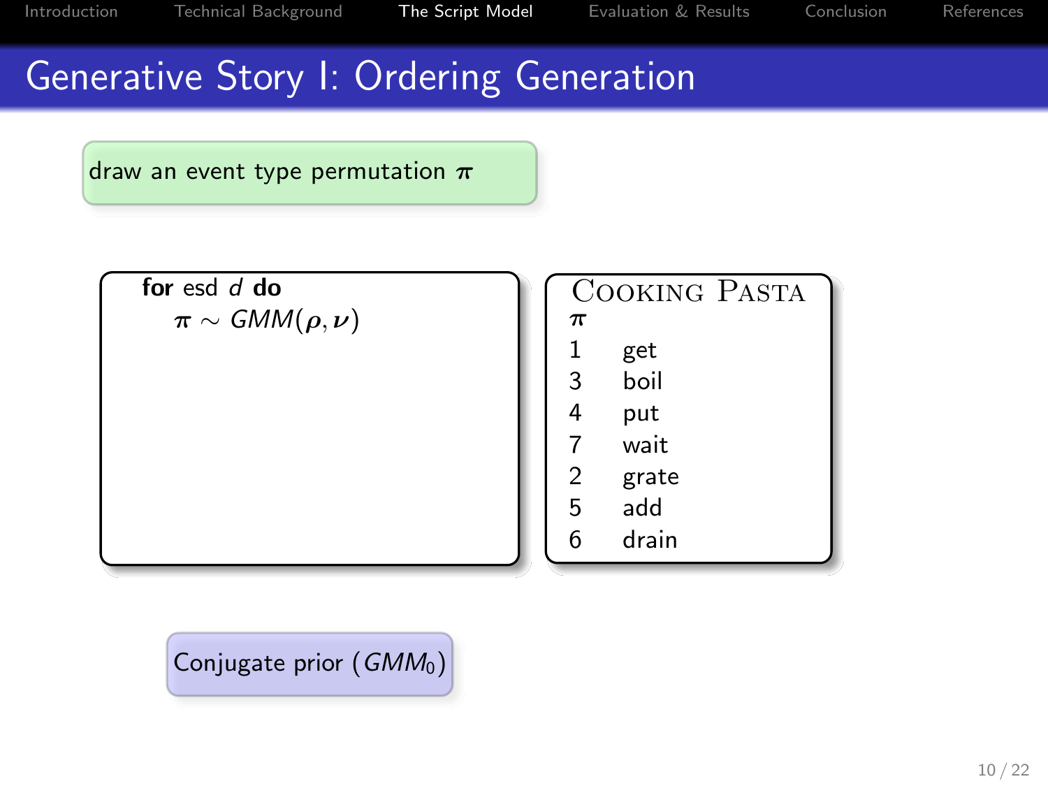# Generative Story I: Ordering Generation

draw an event type permutation $\boldsymbol{\pi}$

**for** esd $d$ **do**
    $\boldsymbol{\pi} \sim GMM(\boldsymbol{\rho}, \boldsymbol{\nu})$

**Cooking Pasta**

| $\boldsymbol{\pi}$ | |
|---|---|
| 1 | get |
| 3 | boil |
| 4 | put |
| 7 | wait |
| 2 | grate |
| 5 | add |
| 6 | drain |

Conjugate prior ($GMM_0$)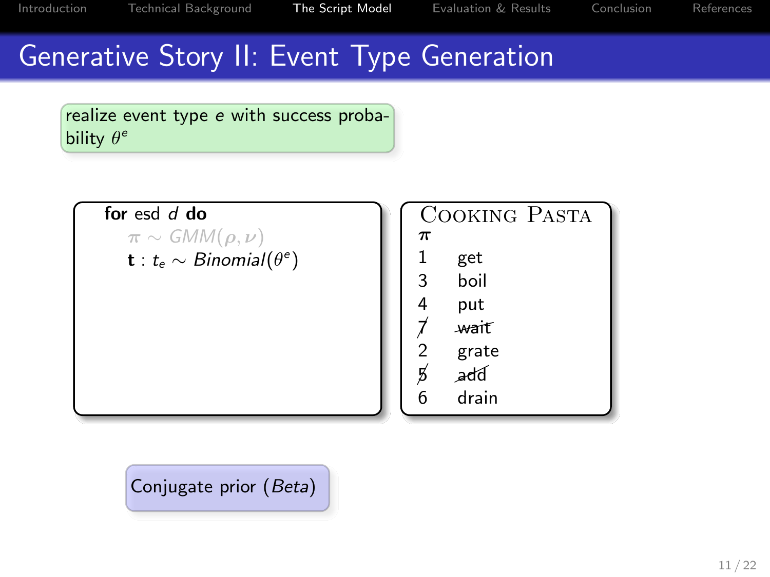# Generative Story II: Event Type Generation

realize event type $e$ with success probability $\theta^e$

**for** esd $d$ **do**

  $\pi \sim GMM(\rho, \nu)$

  $\mathbf{t} : t_e \sim Binomial(\theta^e)$

**Cooking Pasta**

| $\pi$ | |
|---|---|
| 1 | get |
| 3 | boil |
| 4 | put |
| ~~7~~ | ~~wait~~ |
| 2 | grate |
| ~~5~~ | ~~add~~ |
| 6 | drain |

Conjugate prior (*Beta*)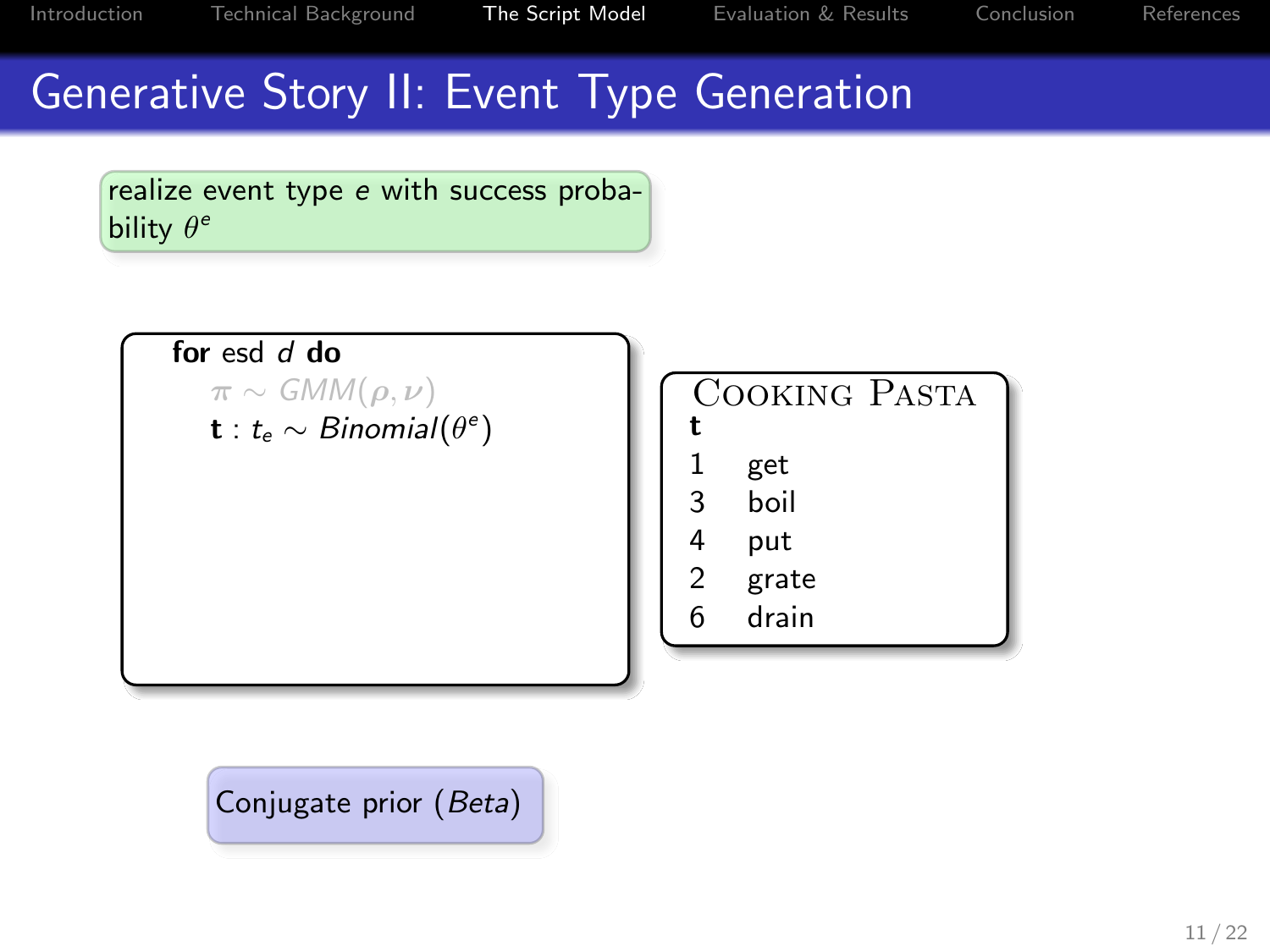# Generative Story II: Event Type Generation

realize event type $e$ with success probability $\theta^e$

**for** esd $d$ **do**

$\pi \sim GMM(\rho, \nu)$

$\mathbf{t} : t_e \sim Binomial(\theta^e)$

COOKING PASTA

| **t** | |
|---|---|
| 1 | get |
| 3 | boil |
| 4 | put |
| 2 | grate |
| 6 | drain |

Conjugate prior (*Beta*)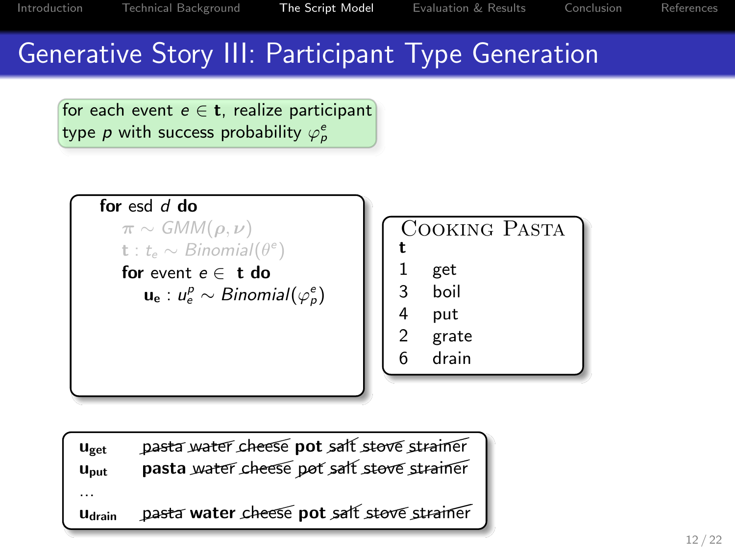# Generative Story III: Participant Type Generation

for each event $e \in \mathbf{t}$, realize participant type $p$ with success probability $\varphi_p^e$

```
for esd d do
    π ~ GMM(ρ, ν)
    t : t_e ~ Binomial(θ^e)
    for event e ∈ t do
        u_e : u_e^p ~ Binomial(φ_p^e)
```

**Cooking Pasta**

| **t** | |
|---|---|
| 1 | get |
| 3 | boil |
| 4 | put |
| 2 | grate |
| 6 | drain |

| | |
|---|---|
| $\mathbf{u_{get}}$ | ~~pasta~~ ~~water~~ ~~cheese~~ **pot** ~~salt~~ ~~stove~~ ~~strainer~~ |
| $\mathbf{u_{put}}$ | **pasta** ~~water~~ ~~cheese~~ ~~pot~~ ~~salt~~ ~~stove~~ ~~strainer~~ |
| ... | |
| $\mathbf{u_{drain}}$ | ~~pasta~~ **water** ~~cheese~~ **pot** ~~salt~~ ~~stove~~ ~~strainer~~ |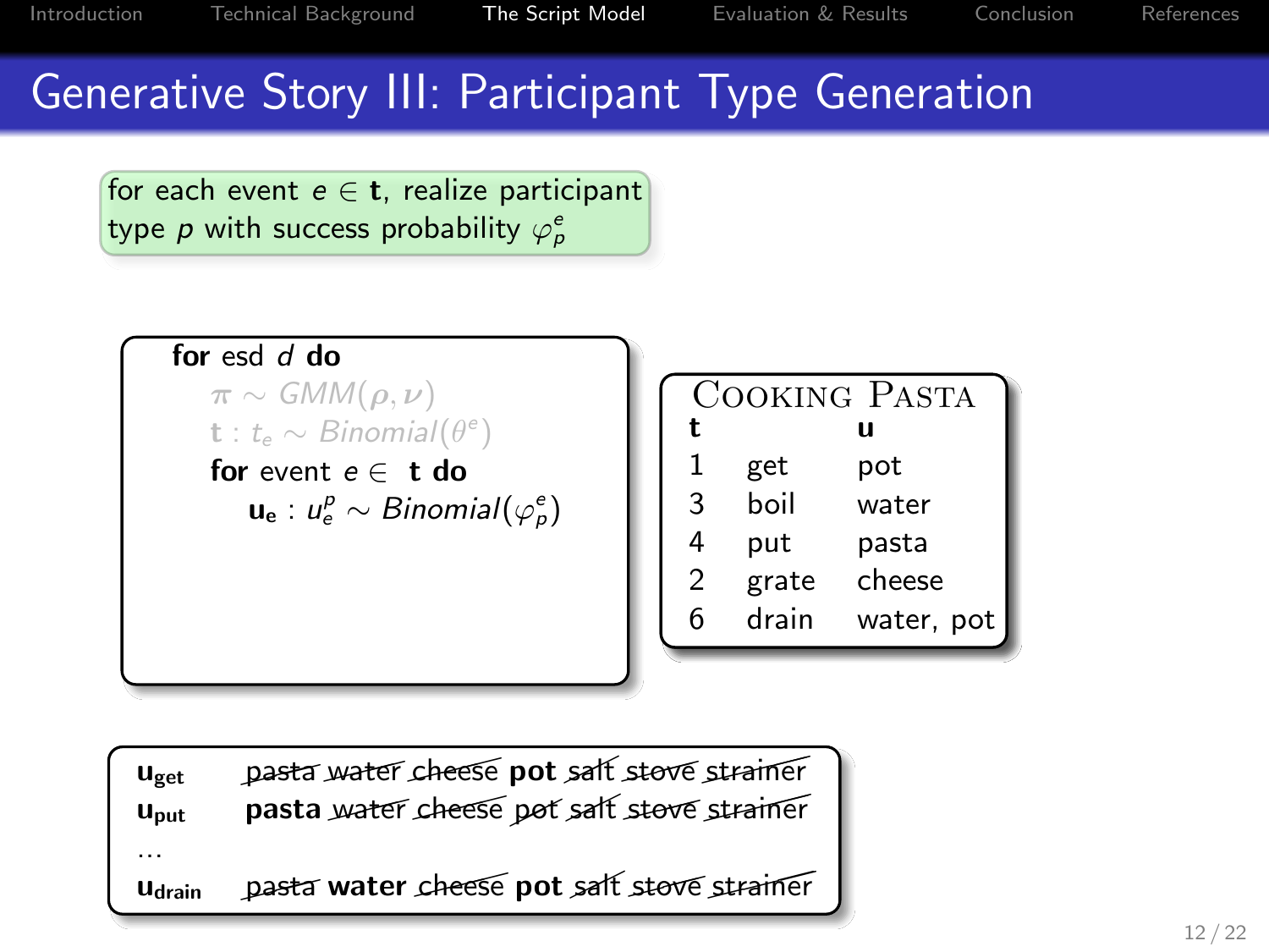# Generative Story III: Participant Type Generation

for each event $e \in \mathbf{t}$, realize participant type $p$ with success probability $\varphi_p^e$

```
for esd d do
    π ~ GMM(ρ, ν)
    t : t_e ~ Binomial(θ^e)
    for event e ∈ t do
        u_e : u_e^p ~ Binomial(φ_p^e)
```

**Cooking Pasta**

| **t** | | **u** |
|---|---|---|
| 1 | get | pot |
| 3 | boil | water |
| 4 | put | pasta |
| 2 | grate | cheese |
| 6 | drain | water, pot |

| | |
|---|---|
| $\mathbf{u_{get}}$ | ~~pasta~~ ~~water~~ ~~cheese~~ **pot** ~~salt~~ ~~stove~~ ~~strainer~~ |
| $\mathbf{u_{put}}$ | **pasta** ~~water~~ ~~cheese~~ ~~pot~~ ~~salt~~ ~~stove~~ ~~strainer~~ |
| ... | |
| $\mathbf{u_{drain}}$ | ~~pasta~~ **water** ~~cheese~~ **pot** ~~salt~~ ~~stove~~ ~~strainer~~ |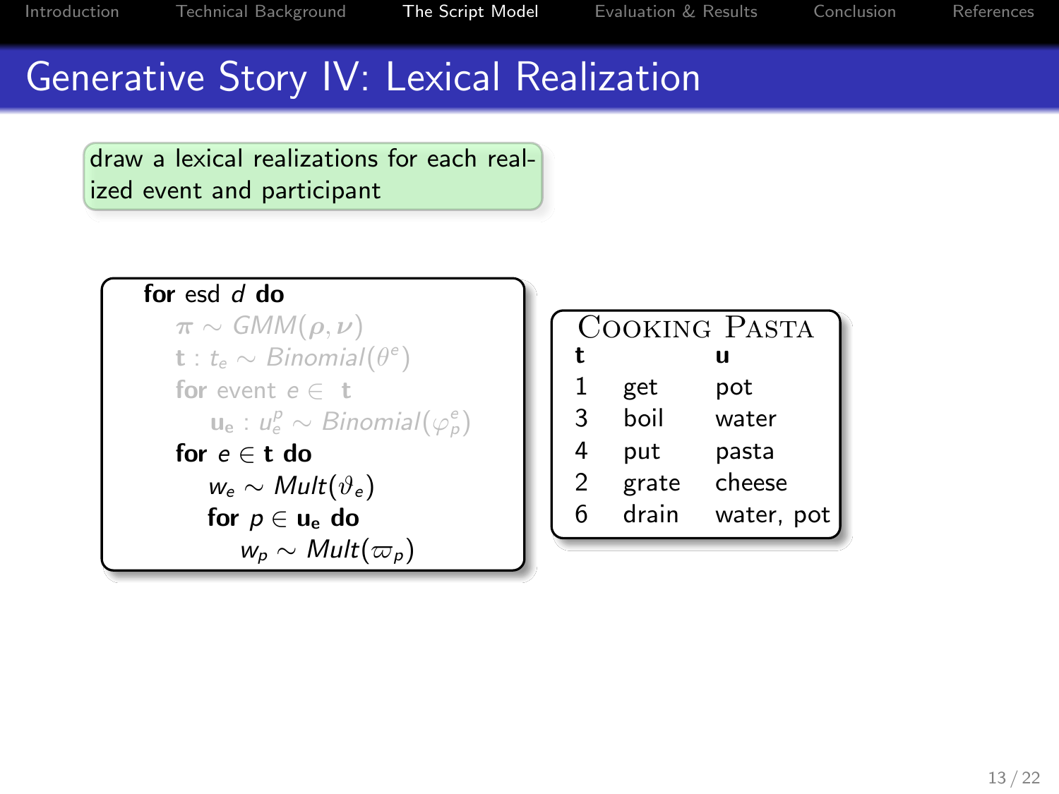# Generative Story IV: Lexical Realization

draw a lexical realizations for each realized event and participant

```
for esd d do
    π ~ GMM(ρ, ν)
    t : t_e ~ Binomial(θ^e)
    for event e ∈ t
        u_e : u_e^p ~ Binomial(φ_p^e)
    for e ∈ t do
        w_e ~ Mult(ϑ_e)
        for p ∈ u_e do
            w_p ~ Mult(ϖ_p)
```

**Cooking Pasta**

| t | | u |
|---|---|---|
| 1 | get | pot |
| 3 | boil | water |
| 4 | put | pasta |
| 2 | grate | cheese |
| 6 | drain | water, pot |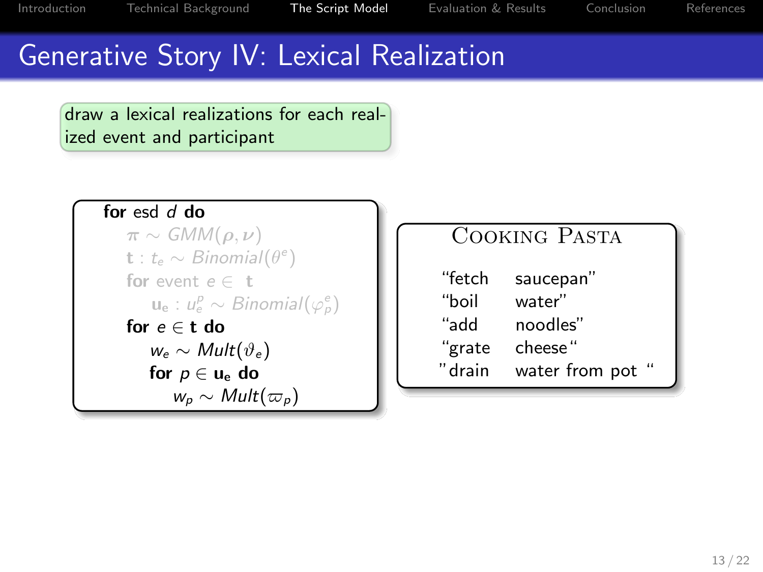# Generative Story IV: Lexical Realization

draw a lexical realizations for each realized event and participant

```
for esd d do
    π ∼ GMM(ρ, ν)
    t : t_e ∼ Binomial(θ^e)
    for event e ∈ t
        u_e : u_e^p ∼ Binomial(φ_p^e)
    for e ∈ t do
        w_e ∼ Mult(ϑ_e)
        for p ∈ u_e do
            w_p ∼ Mult(ϖ_p)
```

**Cooking Pasta**

| | |
|---|---|
| “fetch | saucepan” |
| “boil | water” |
| “add | noodles” |
| “grate | cheese“ |
| ”drain | water from pot “ |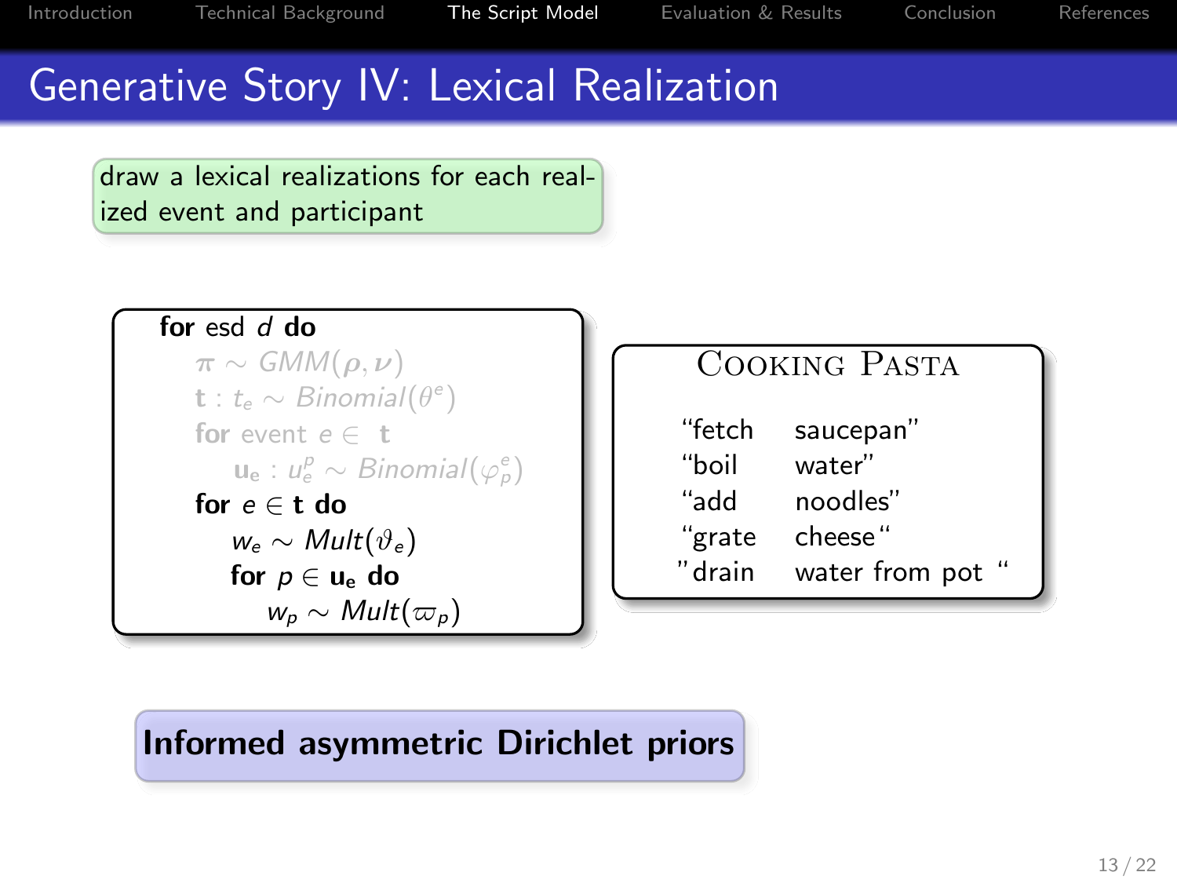# Generative Story IV: Lexical Realization

draw a lexical realizations for each realized event and participant

```
for esd d do
    π ~ GMM(ρ, ν)
    t : t_e ~ Binomial(θ^e)
    for event e ∈ t
        u_e : u_e^p ~ Binomial(φ_p^e)
    for e ∈ t do
        w_e ~ Mult(ϑ_e)
        for p ∈ u_e do
            w_p ~ Mult(ϖ_p)
```

**Cooking Pasta**

| | |
|---|---|
| “fetch | saucepan” |
| “boil | water” |
| “add | noodles” |
| “grate | cheese“ |
| ”drain | water from pot “ |

**Informed asymmetric Dirichlet priors**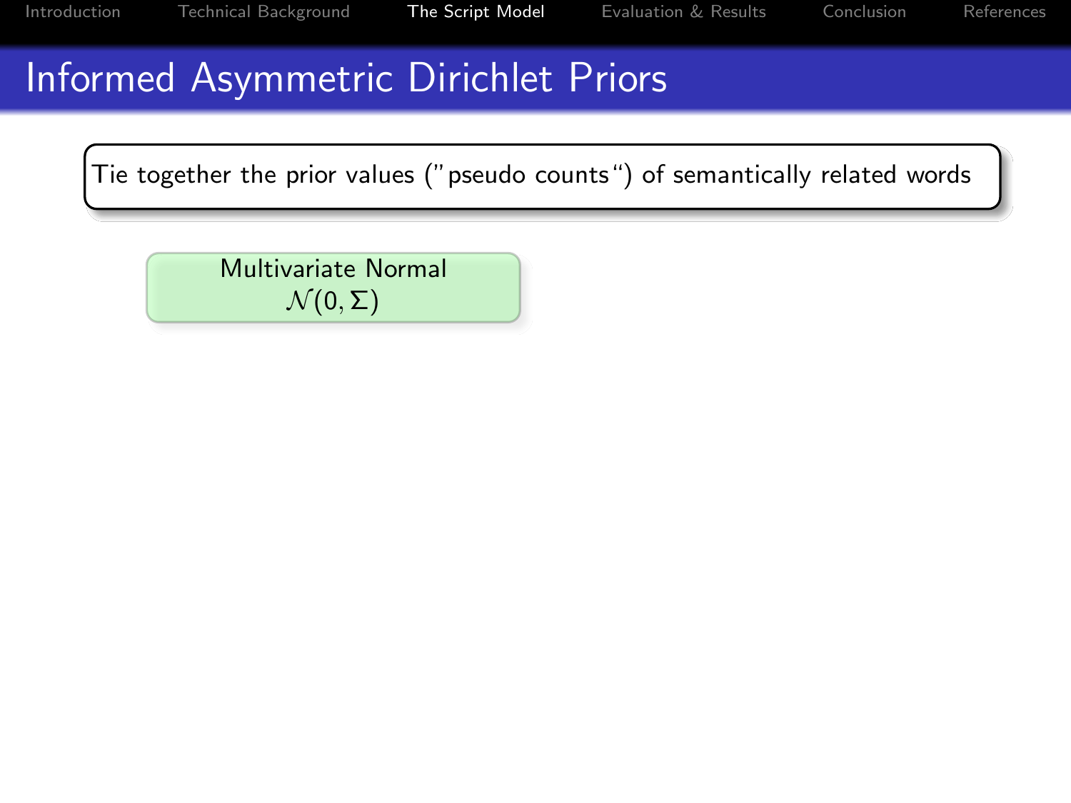# Informed Asymmetric Dirichlet Priors

Tie together the prior values ("pseudo counts") of semantically related words

Multivariate Normal
$\mathcal{N}(0, \Sigma)$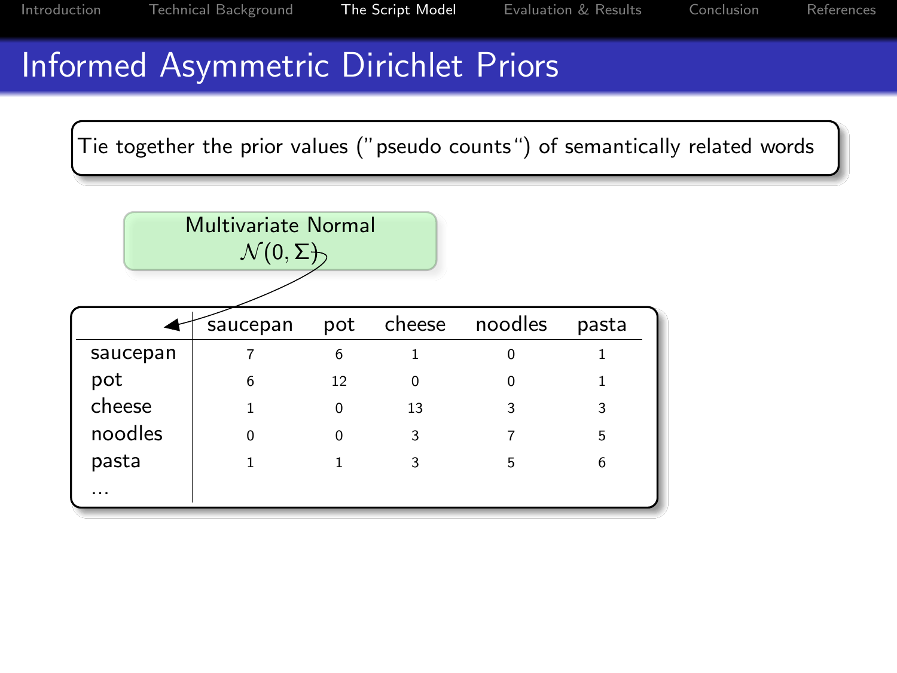# Informed Asymmetric Dirichlet Priors

Tie together the prior values ("pseudo counts") of semantically related words

Multivariate Normal
$\mathcal{N}(0, \Sigma)$

| | saucepan | pot | cheese | noodles | pasta |
|---|---|---|---|---|---|
| saucepan | 7 | 6 | 1 | 0 | 1 |
| pot | 6 | 12 | 0 | 0 | 1 |
| cheese | 1 | 0 | 13 | 3 | 3 |
| noodles | 0 | 0 | 3 | 7 | 5 |
| pasta | 1 | 1 | 3 | 5 | 6 |
| ... | | | | | |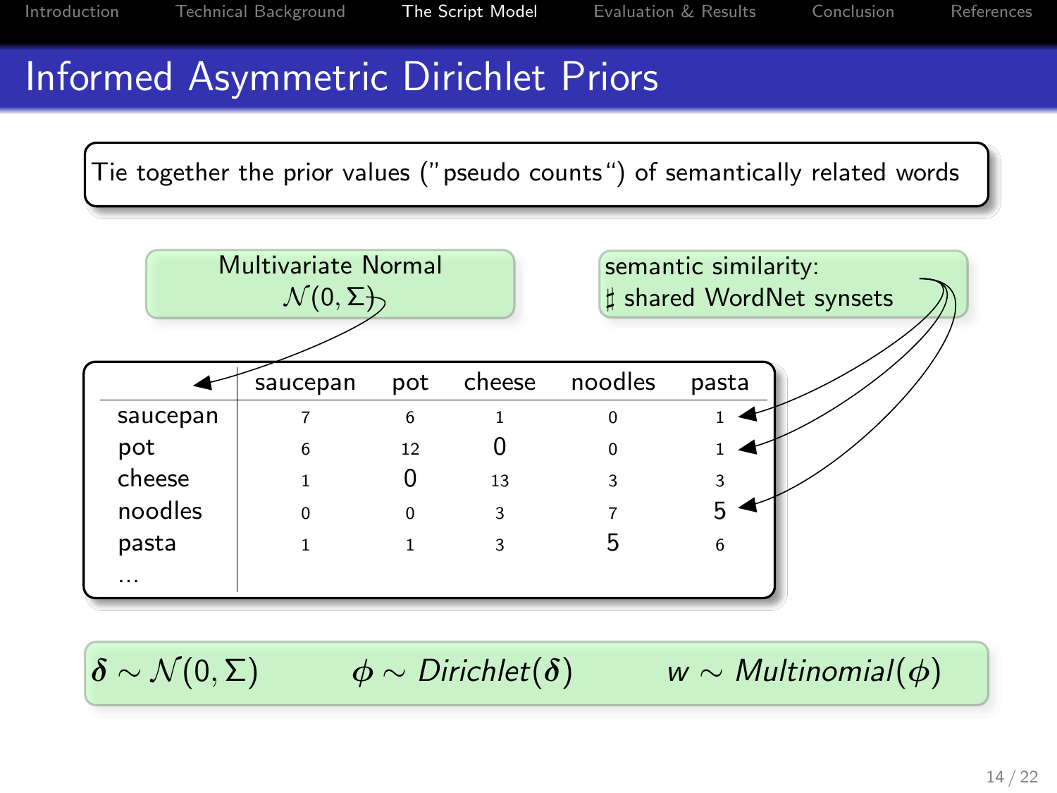# Informed Asymmetric Dirichlet Priors

Tie together the prior values ("pseudo counts") of semantically related words

Multivariate Normal
$\mathcal{N}(0, \Sigma)$

semantic similarity:
$\sharp$ shared WordNet synsets

| | saucepan | pot | cheese | noodles | pasta |
|---|---|---|---|---|---|
| saucepan | 7 | 6 | 1 | 0 | 1 |
| pot | 6 | 12 | 0 | 0 | 1 |
| cheese | 1 | 0 | 13 | 3 | 3 |
| noodles | 0 | 0 | 3 | 7 | 5 |
| pasta | 1 | 1 | 3 | 5 | 6 |
| ... | | | | | |

$\delta \sim \mathcal{N}(0, \Sigma)$ $\quad\quad$ $\phi \sim Dirichlet(\delta)$ $\quad\quad$ $w \sim Multinomial(\phi)$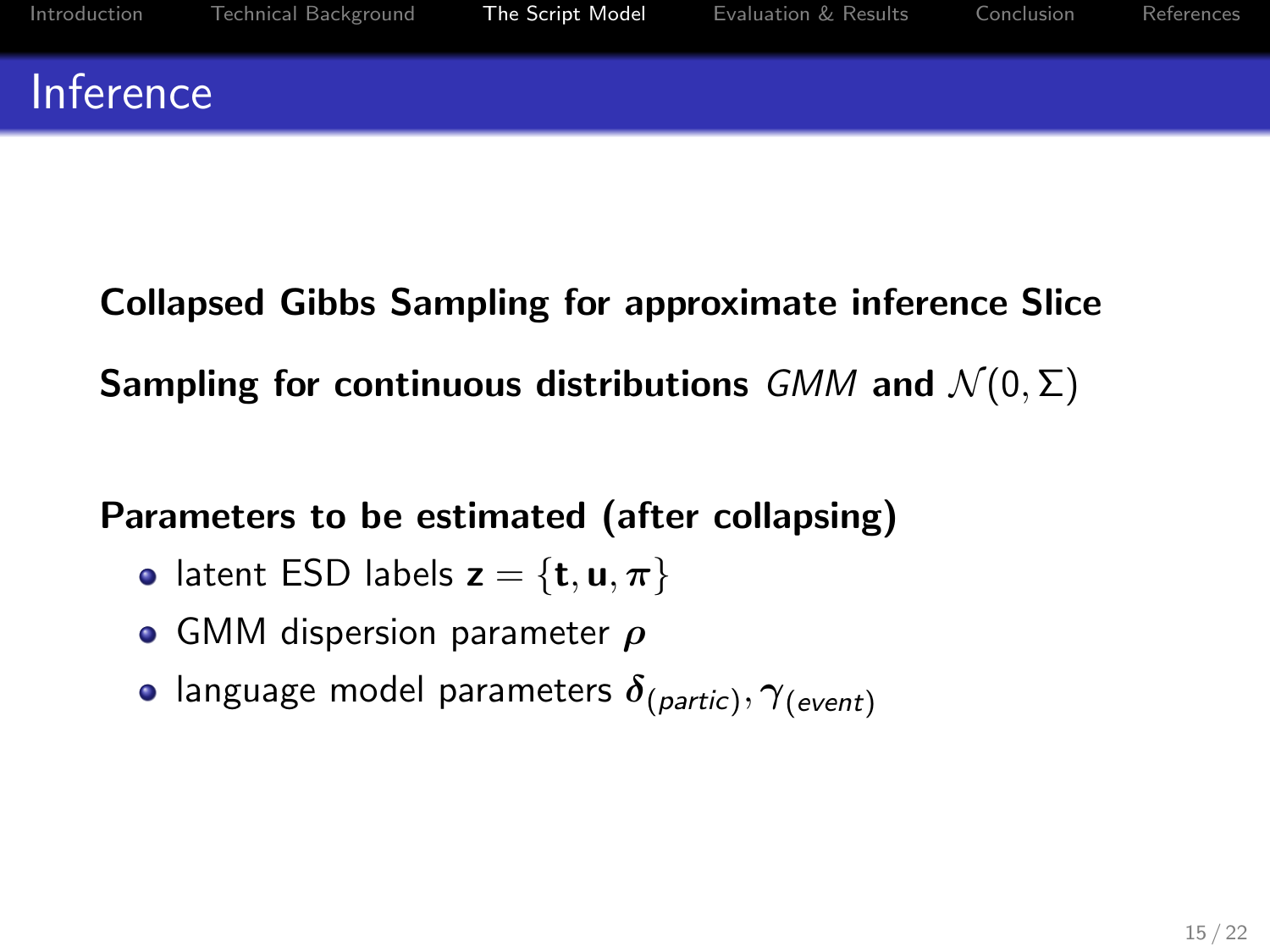# Inference

**Collapsed Gibbs Sampling for approximate inference Slice Sampling for continuous distributions** *GMM* **and** $\mathcal{N}(0, \Sigma)$

**Parameters to be estimated (after collapsing)**

- latent ESD labels $\mathbf{z} = \{\mathbf{t}, \mathbf{u}, \boldsymbol{\pi}\}$
- GMM dispersion parameter $\boldsymbol{\rho}$
- language model parameters $\boldsymbol{\delta}_{(partic)}, \gamma_{(event)}$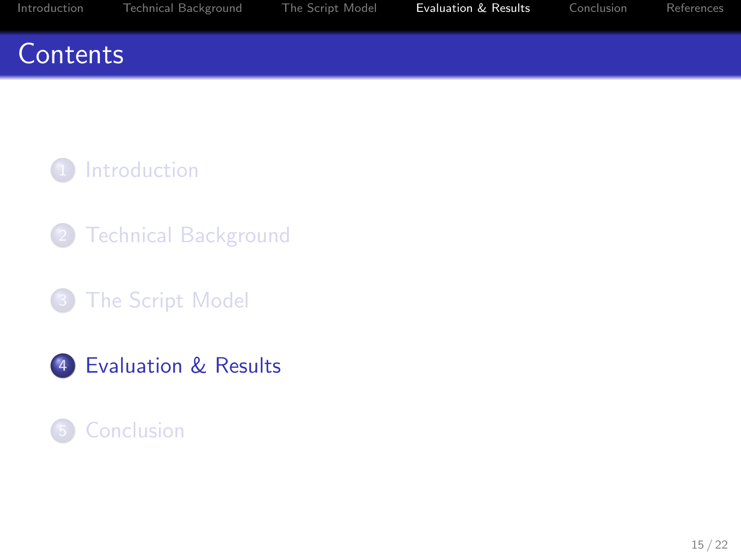# Contents

1. Introduction
2. Technical Background
3. The Script Model
4. Evaluation & Results
5. Conclusion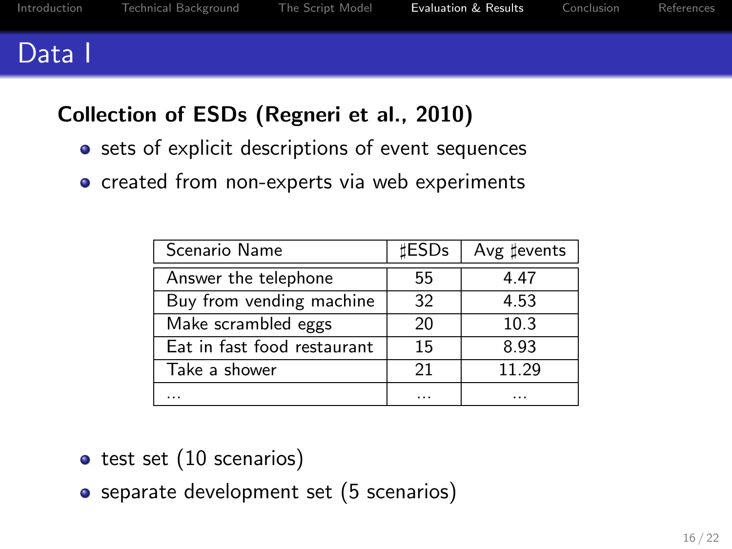# Data I

**Collection of ESDs (Regneri et al., 2010)**

- sets of explicit descriptions of event sequences
- created from non-experts via web experiments

| Scenario Name | ♯ESDs | Avg ♯events |
|---|---|---|
| Answer the telephone | 55 | 4.47 |
| Buy from vending machine | 32 | 4.53 |
| Make scrambled eggs | 20 | 10.3 |
| Eat in fast food restaurant | 15 | 8.93 |
| Take a shower | 21 | 11.29 |
| ... | ... | ... |

- test set (10 scenarios)
- separate development set (5 scenarios)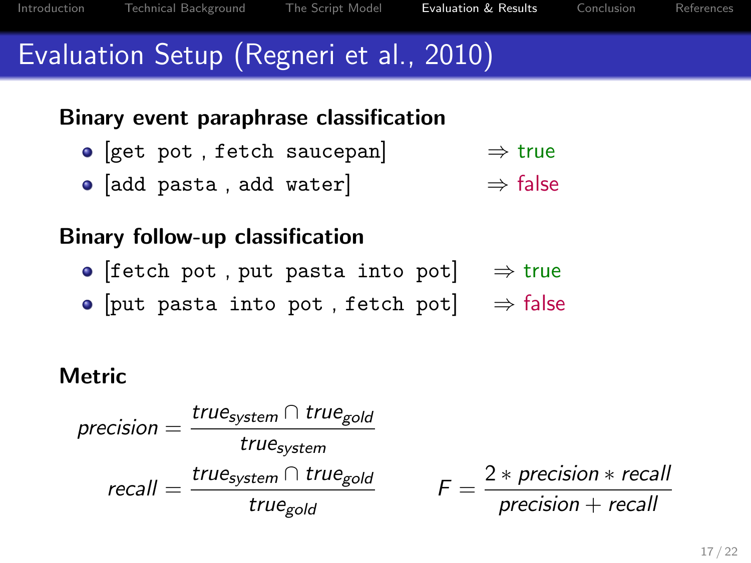# Evaluation Setup (Regneri et al., 2010)

**Binary event paraphrase classification**

- [`get pot` , `fetch saucepan`] ⇒ true
- [`add pasta` , `add water`] ⇒ false

**Binary follow-up classification**

- [`fetch pot` , `put pasta into pot`] ⇒ true
- [`put pasta into pot` , `fetch pot`] ⇒ false

**Metric**

$$precision = \frac{true_{system} \cap true_{gold}}{true_{system}}$$

$$recall = \frac{true_{system} \cap true_{gold}}{true_{gold}} \qquad F = \frac{2 * precision * recall}{precision + recall}$$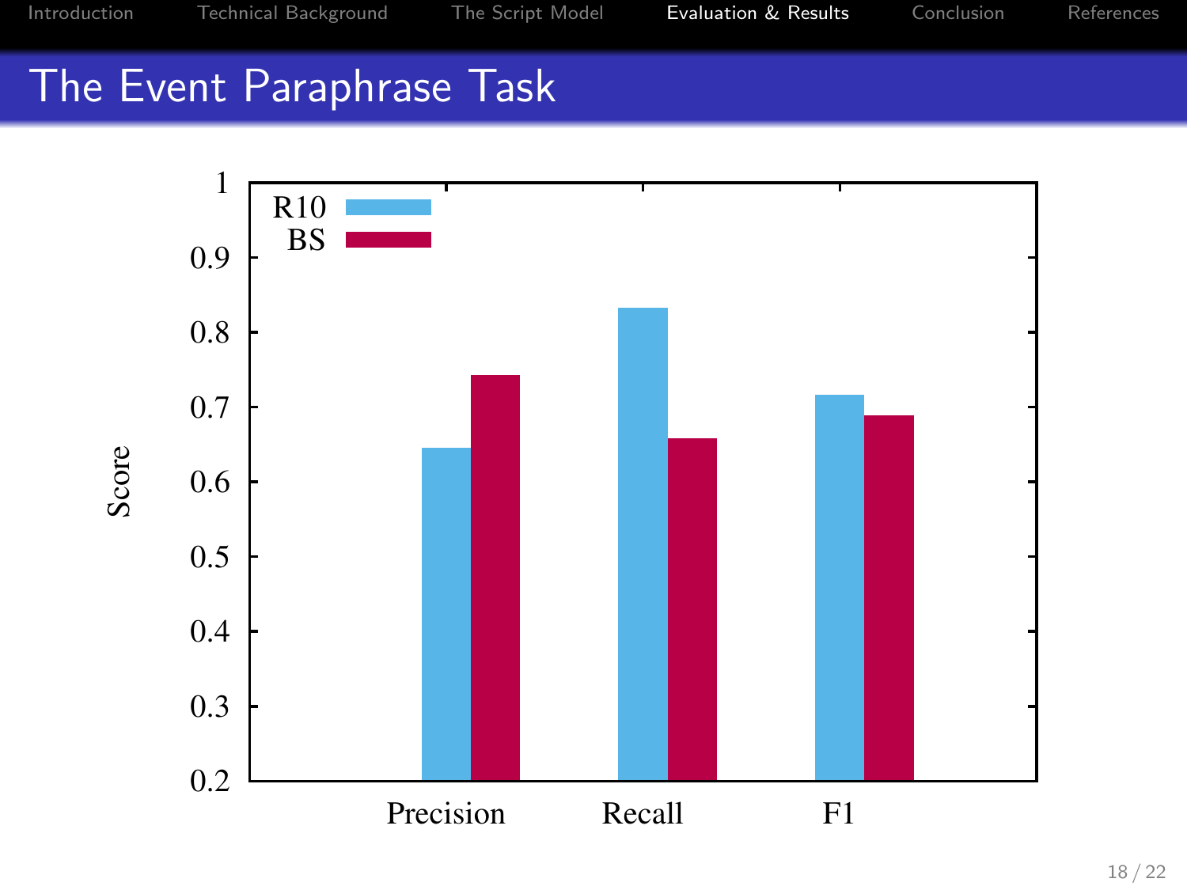# The Event Paraphrase Task

| | Precision | Recall | F1 |
|---|---|---|---|
| R10 | 0.645 | 0.833 | 0.716 |
| BS | 0.742 | 0.658 | 0.689 |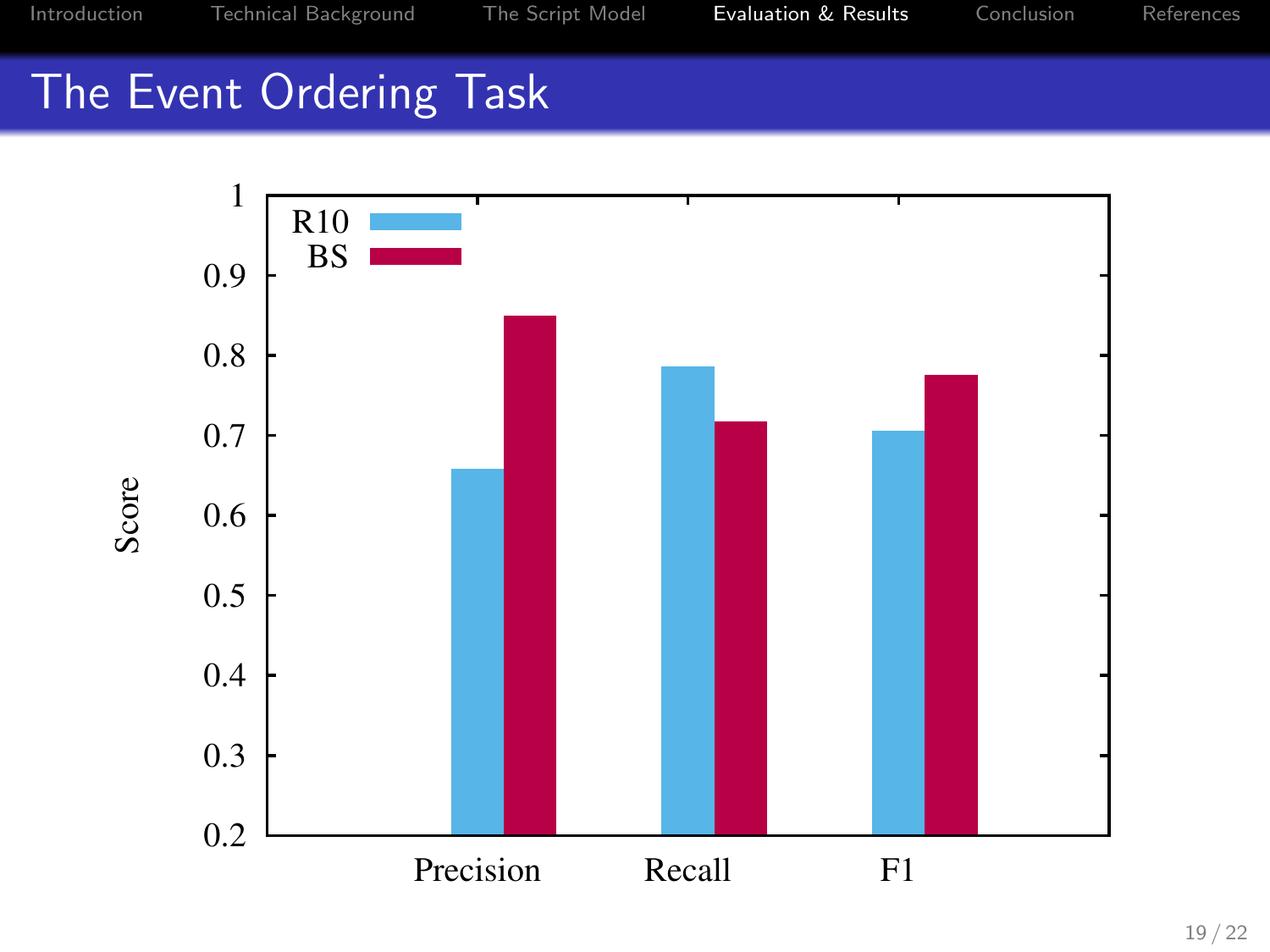# The Event Ordering Task

| | R10 | BS |
|---|---|---|
| Precision | 0.66 | 0.85 |
| Recall | 0.79 | 0.72 |
| F1 | 0.71 | 0.78 |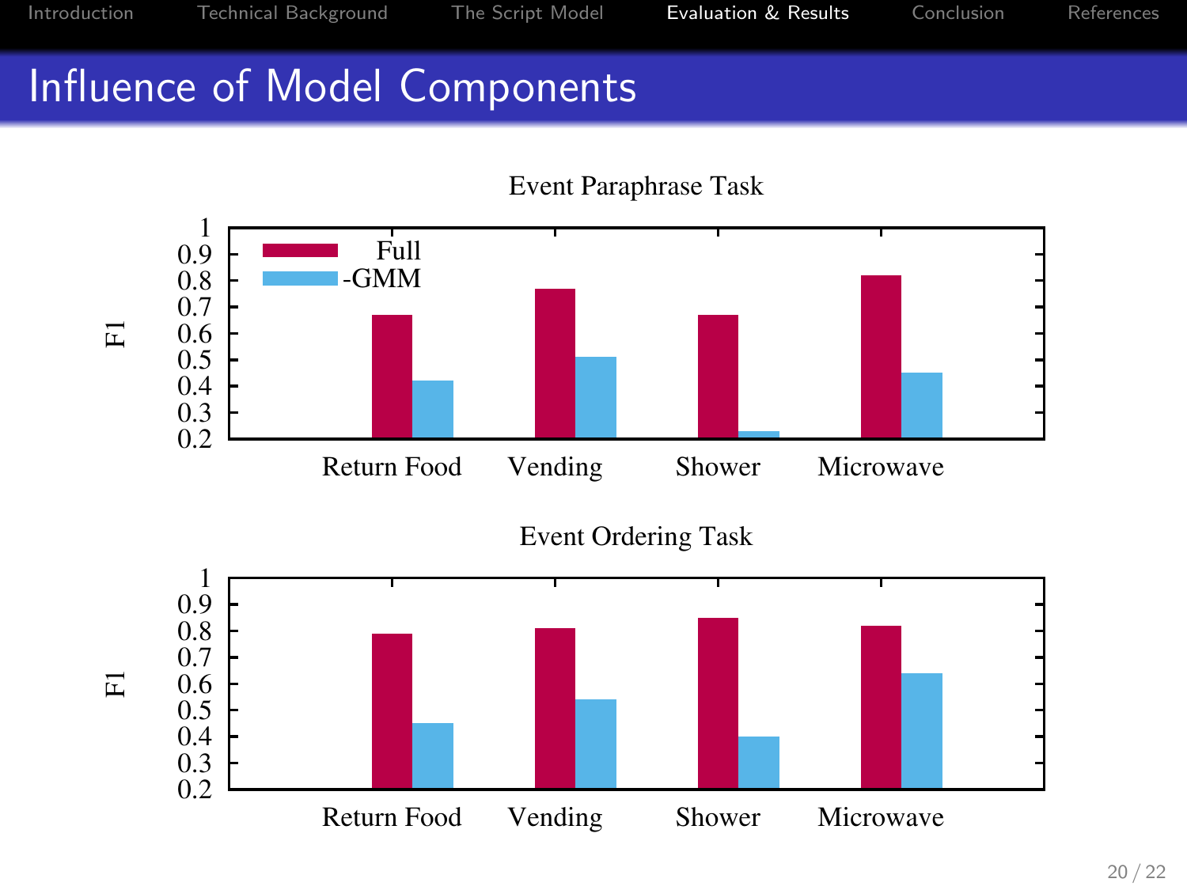# Influence of Model Components

Event Paraphrase Task

F1

1
0.9
0.8
0.7
0.6
0.5
0.4
0.3
0.2

Full
-GMM

Return Food    Vending    Shower    Microwave

Event Ordering Task

F1

1
0.9
0.8
0.7
0.6
0.5
0.4
0.3
0.2

Return Food    Vending    Shower    Microwave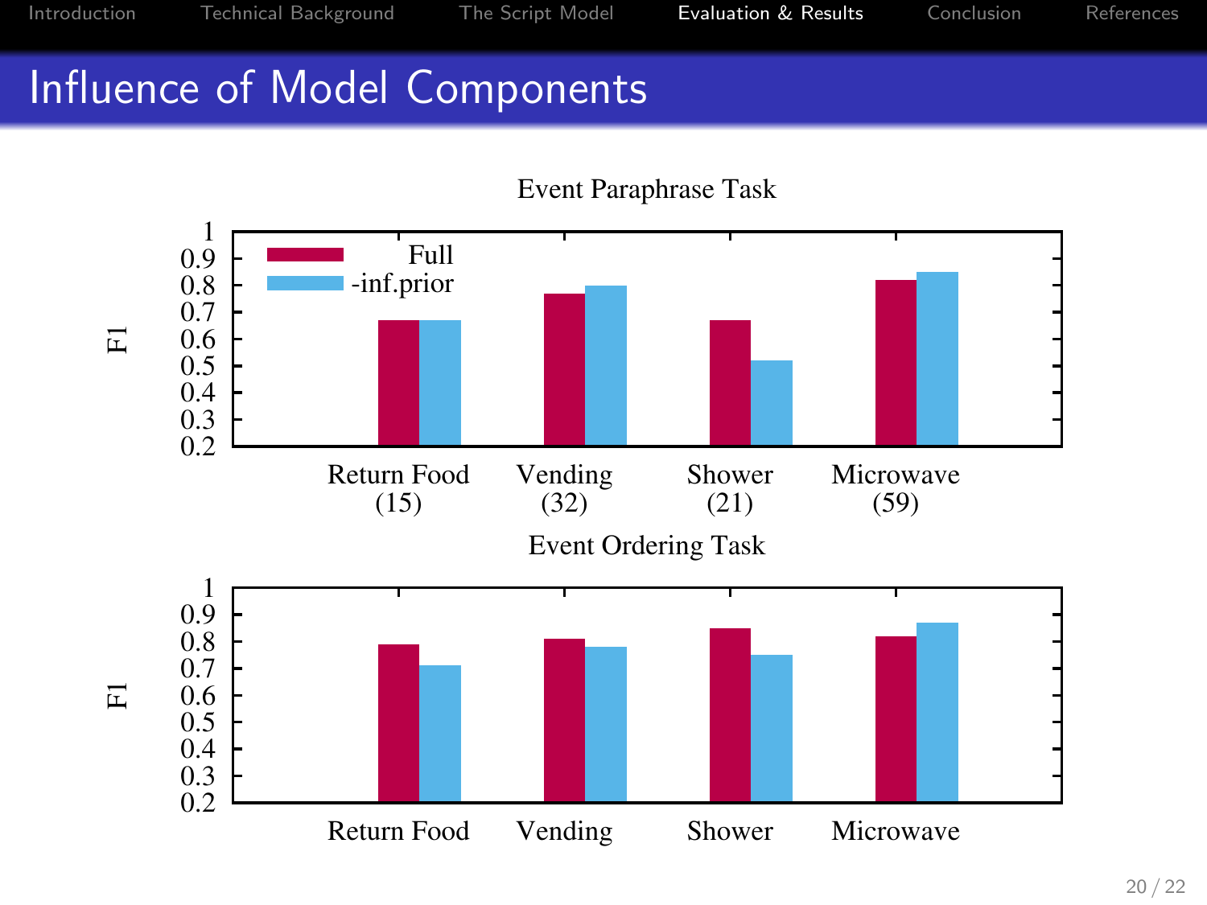# Influence of Model Components

Event Paraphrase Task

| | Return Food (15) | Vending (32) | Shower (21) | Microwave (59) |
|---|---|---|---|---|
| Full | 0.67 | 0.77 | 0.67 | 0.82 |
| -inf.prior | 0.67 | 0.80 | 0.52 | 0.85 |

Event Ordering Task

| | Return Food | Vending | Shower | Microwave |
|---|---|---|---|---|
| Full | 0.79 | 0.81 | 0.85 | 0.82 |
| -inf.prior | 0.71 | 0.78 | 0.75 | 0.87 |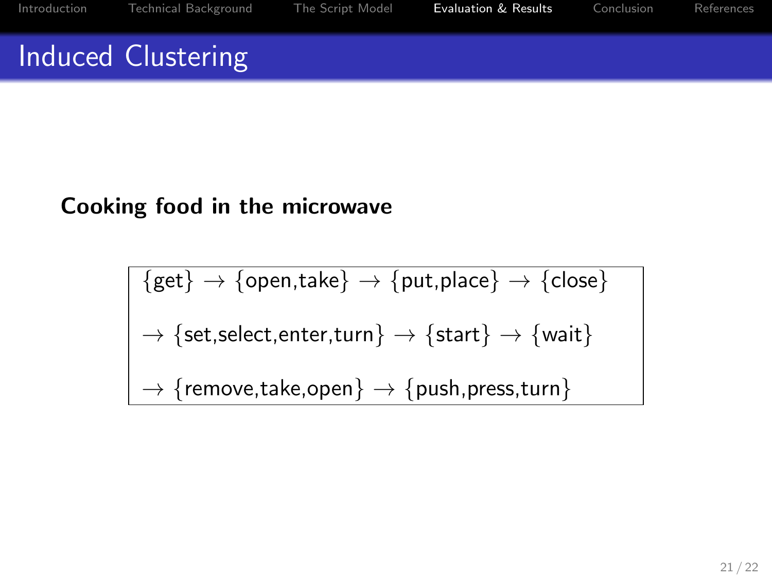# Induced Clustering

**Cooking food in the microwave**

$\{$get$\}$ $\rightarrow$ $\{$open,take$\}$ $\rightarrow$ $\{$put,place$\}$ $\rightarrow$ $\{$close$\}$

$\rightarrow$ $\{$set,select,enter,turn$\}$ $\rightarrow$ $\{$start$\}$ $\rightarrow$ $\{$wait$\}$

$\rightarrow$ $\{$remove,take,open$\}$ $\rightarrow$ $\{$push,press,turn$\}$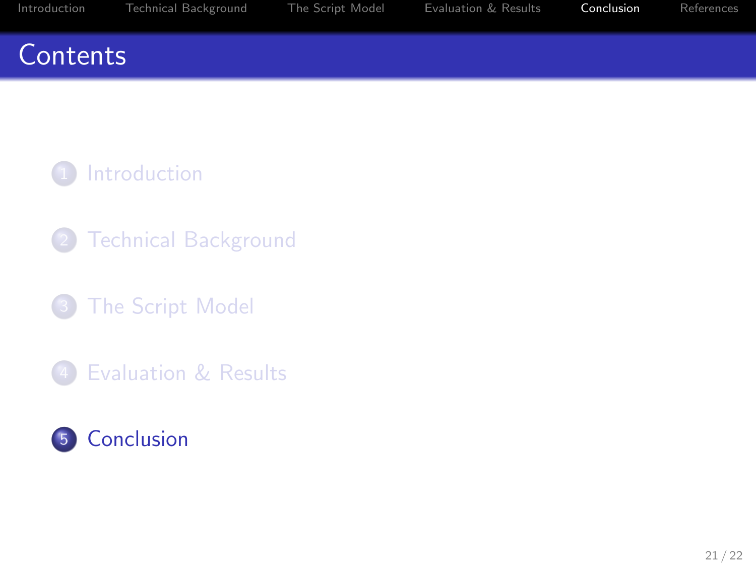# Contents

1. Introduction
2. Technical Background
3. The Script Model
4. Evaluation & Results
5. Conclusion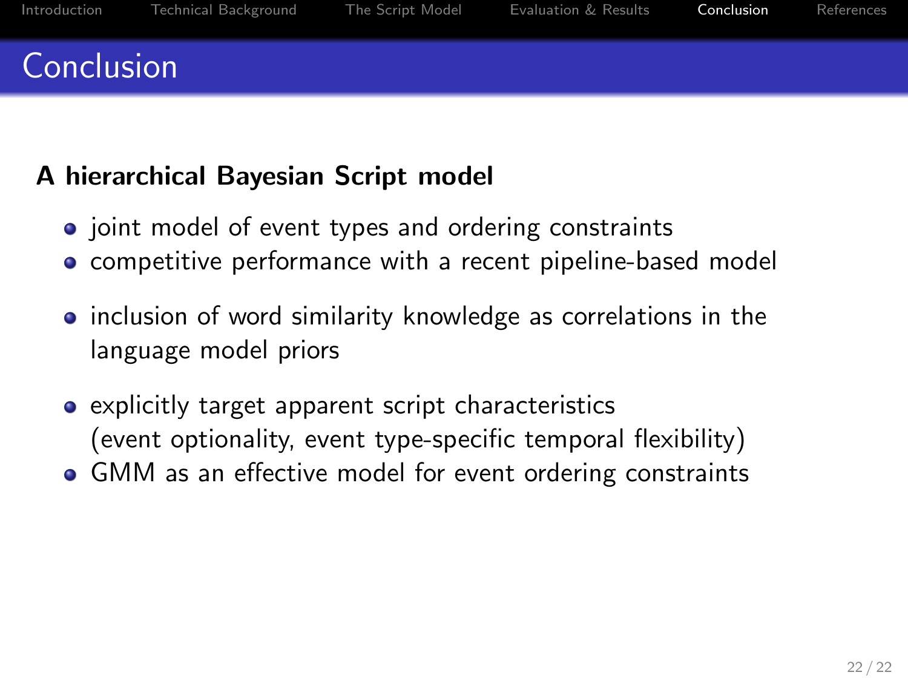# Conclusion

**A hierarchical Bayesian Script model**

- joint model of event types and ordering constraints
- competitive performance with a recent pipeline-based model

- inclusion of word similarity knowledge as correlations in the language model priors

- explicitly target apparent script characteristics (event optionality, event type-specific temporal flexibility)
- GMM as an effective model for event ordering constraints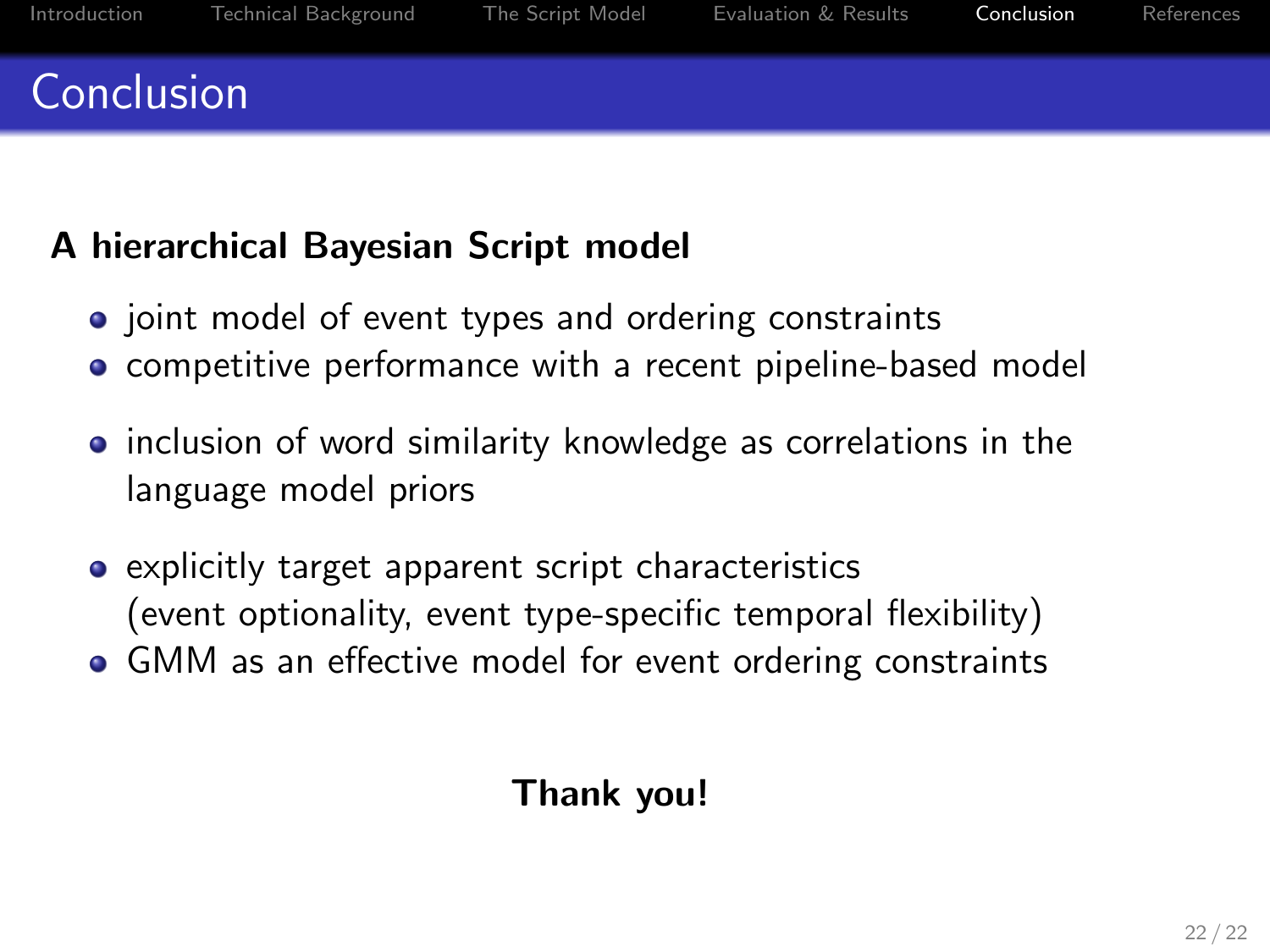# Conclusion

**A hierarchical Bayesian Script model**

- joint model of event types and ordering constraints
- competitive performance with a recent pipeline-based model

- inclusion of word similarity knowledge as correlations in the language model priors

- explicitly target apparent script characteristics (event optionality, event type-specific temporal flexibility)
- GMM as an effective model for event ordering constraints

**Thank you!**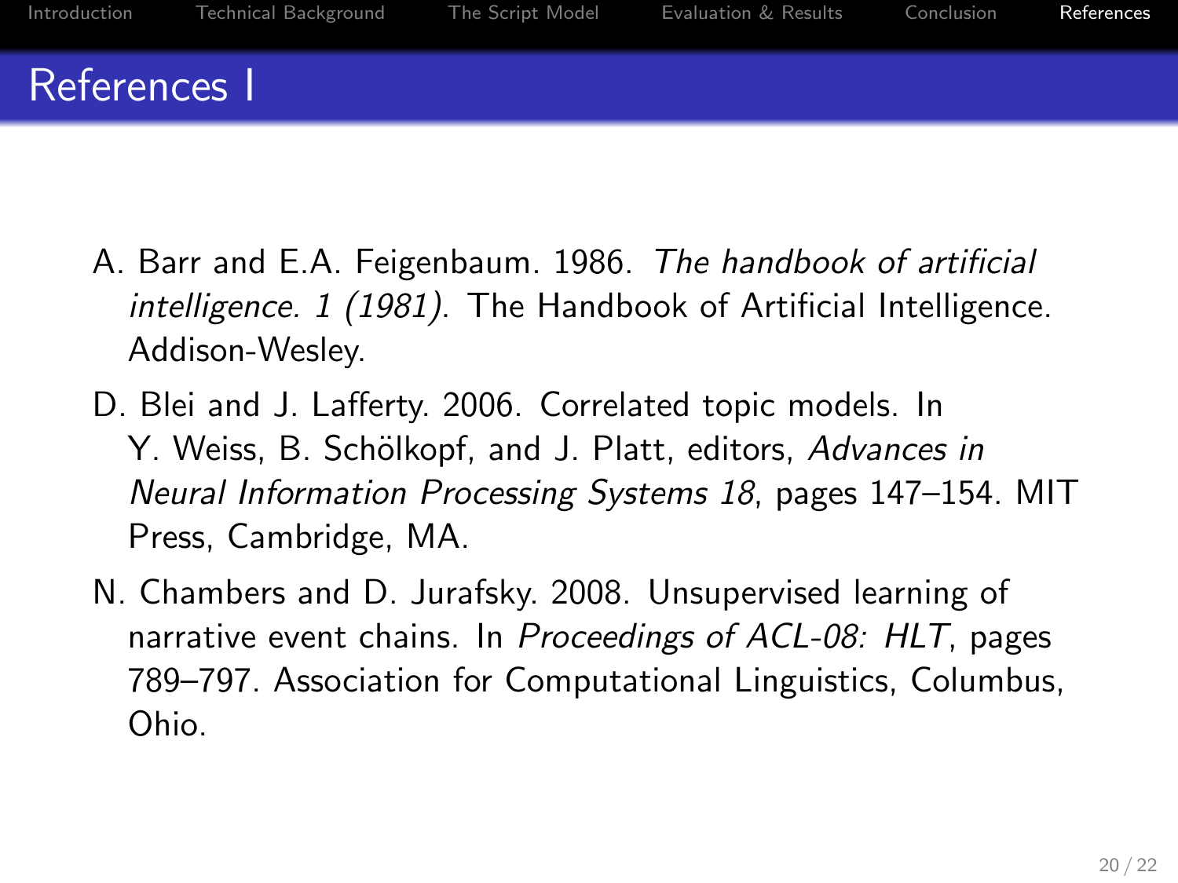# References I

A. Barr and E.A. Feigenbaum. 1986. *The handbook of artificial intelligence. 1 (1981)*. The Handbook of Artificial Intelligence. Addison-Wesley.

D. Blei and J. Lafferty. 2006. Correlated topic models. In Y. Weiss, B. Schölkopf, and J. Platt, editors, *Advances in Neural Information Processing Systems 18*, pages 147–154. MIT Press, Cambridge, MA.

N. Chambers and D. Jurafsky. 2008. Unsupervised learning of narrative event chains. In *Proceedings of ACL-08: HLT*, pages 789–797. Association for Computational Linguistics, Columbus, Ohio.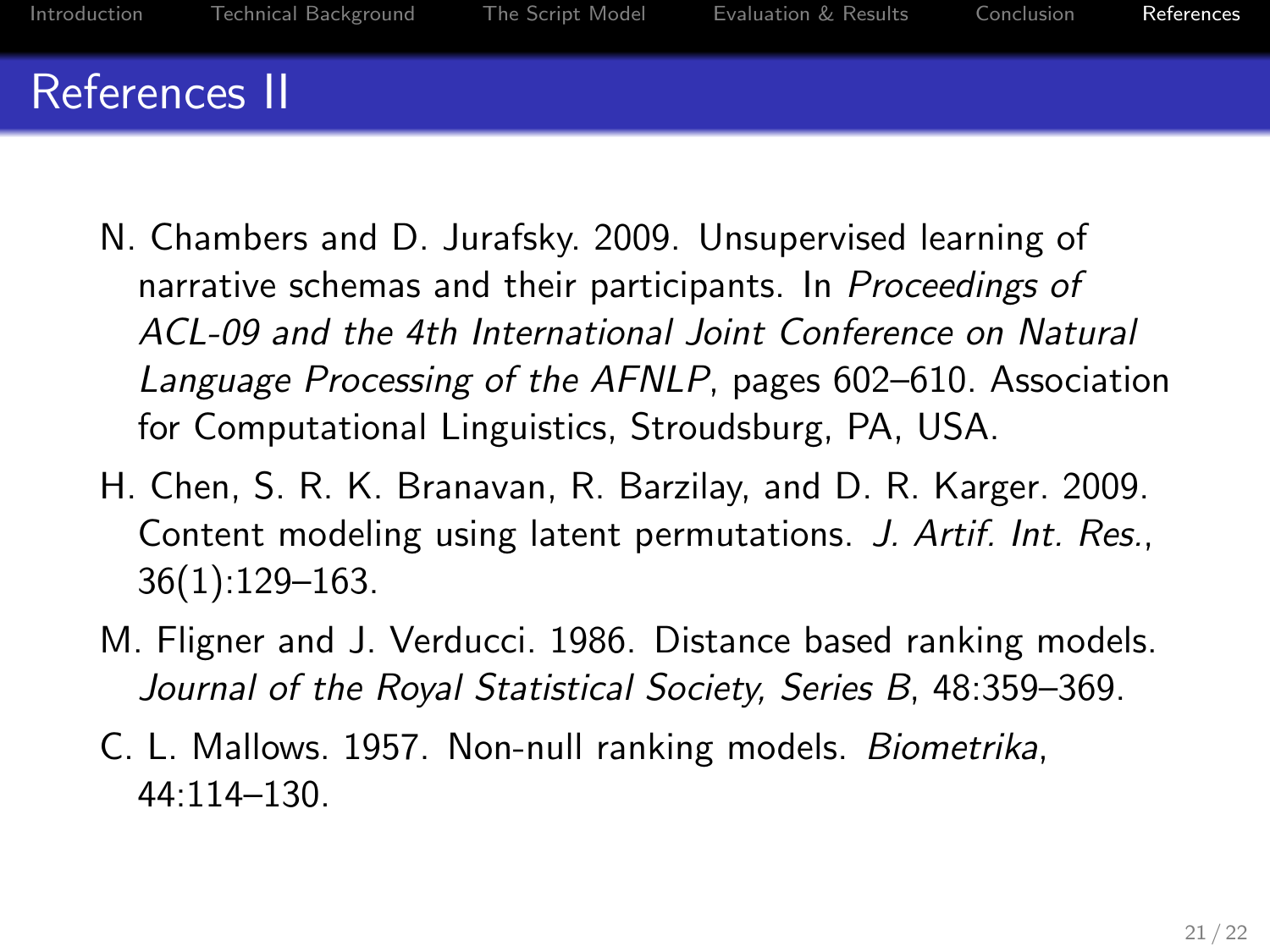# References II

N. Chambers and D. Jurafsky. 2009. Unsupervised learning of narrative schemas and their participants. In *Proceedings of ACL-09 and the 4th International Joint Conference on Natural Language Processing of the AFNLP*, pages 602–610. Association for Computational Linguistics, Stroudsburg, PA, USA.

H. Chen, S. R. K. Branavan, R. Barzilay, and D. R. Karger. 2009. Content modeling using latent permutations. *J. Artif. Int. Res.*, 36(1):129–163.

M. Fligner and J. Verducci. 1986. Distance based ranking models. *Journal of the Royal Statistical Society, Series B*, 48:359–369.

C. L. Mallows. 1957. Non-null ranking models. *Biometrika*, 44:114–130.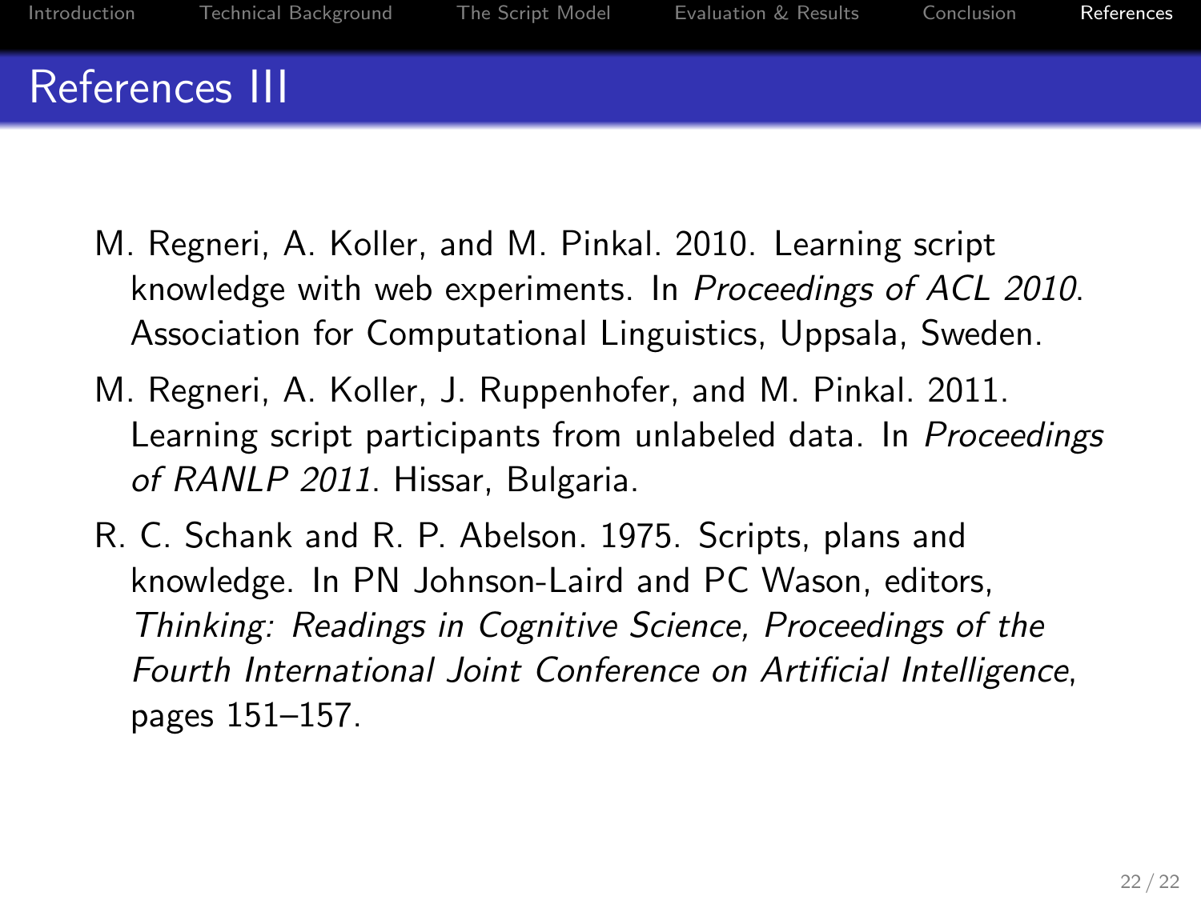# References III

M. Regneri, A. Koller, and M. Pinkal. 2010. Learning script knowledge with web experiments. In *Proceedings of ACL 2010*. Association for Computational Linguistics, Uppsala, Sweden.

M. Regneri, A. Koller, J. Ruppenhofer, and M. Pinkal. 2011. Learning script participants from unlabeled data. In *Proceedings of RANLP 2011*. Hissar, Bulgaria.

R. C. Schank and R. P. Abelson. 1975. Scripts, plans and knowledge. In PN Johnson-Laird and PC Wason, editors, *Thinking: Readings in Cognitive Science, Proceedings of the Fourth International Joint Conference on Artificial Intelligence*, pages 151–157.